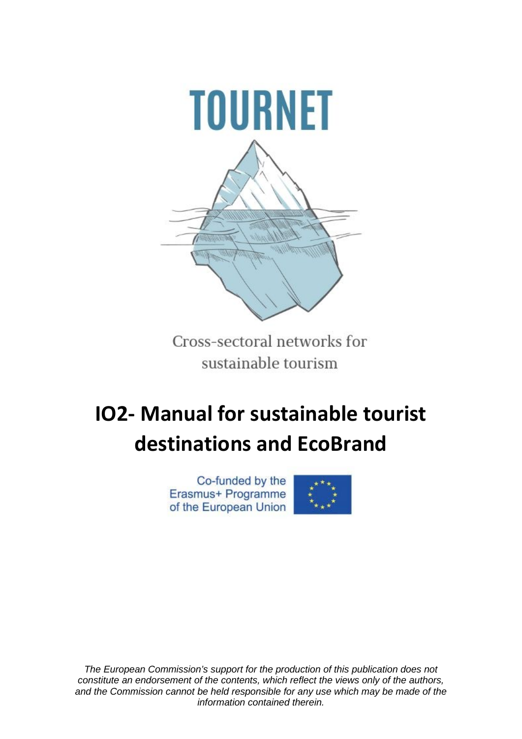# TOURNET

Cross-sectoral networks for sustainable tourism

# IO2- Manual for sustainable tourist destinations and EcoBrand

Co-funded by the Erasmus+ Programme of the European Union

*The European Commission's support for the production of this publication does not constitute an endorsement of the contents, which reflect the views only of the authors, and the Commission cannot be held responsible for any use which may be made of the information contained therein.*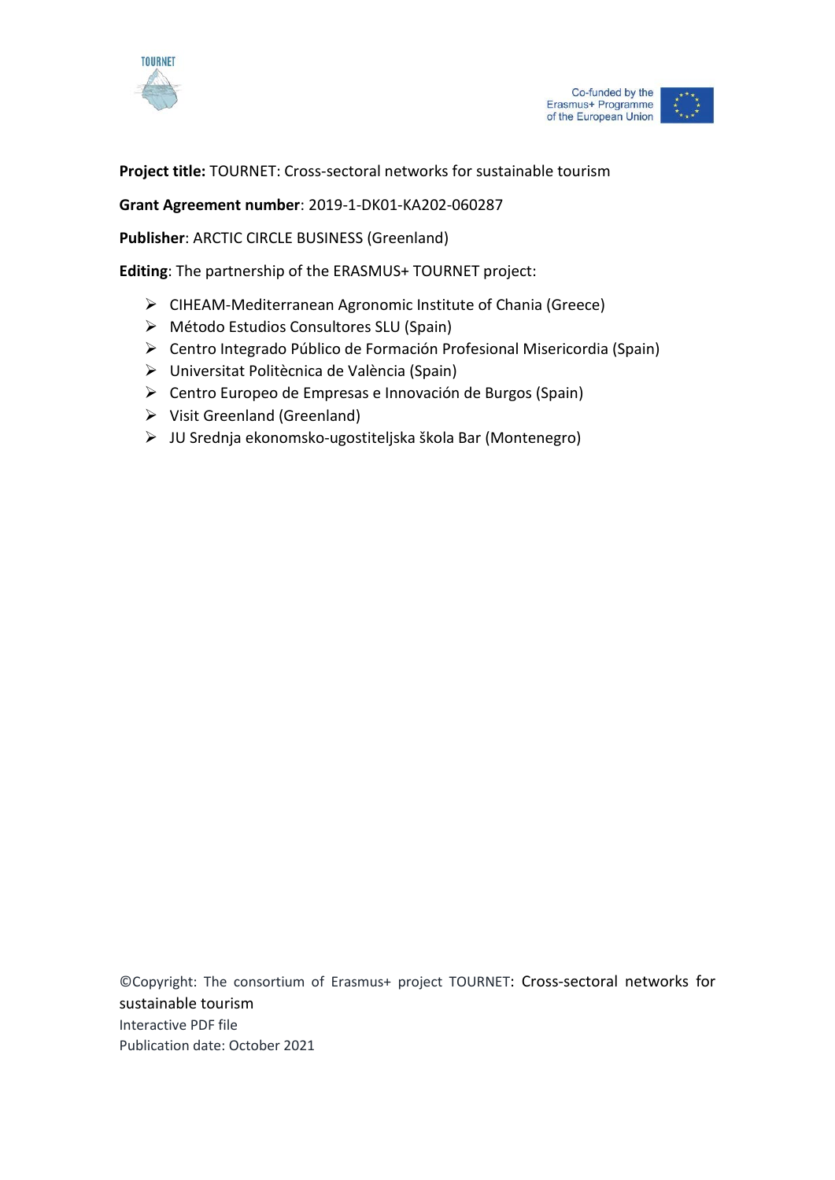**Project title:** TOURNET: Cross-sectoral networks for sustainable tourism

**Grant Agreement number**: 2019-1-DK01-KA202-060287

**Publisher**: ARCTIC CIRCLE BUSINESS (Greenland)

**Editing**: The partnership of the ERASMUS+ TOURNET project:

- CIHEAM-Mediterranean Agronomic Institute of Chania (Greece)
- Método Estudios Consultores SLU (Spain)
- Centro Integrado Público de Formación Profesional Misericordia (Spain)
- Universitat Politècnica de València (Spain)
- Centro Europeo de Empresas e Innovación de Burgos (Spain)
- Visit Greenland (Greenland)
- JU Srednja ekonomsko-ugostiteljska škola Bar (Montenegro)

©Copyright: The consortium of Erasmus+ project TOURNET: Cross-sectoral networks for sustainable tourism
Interactive PDF file
Publication date: October 2021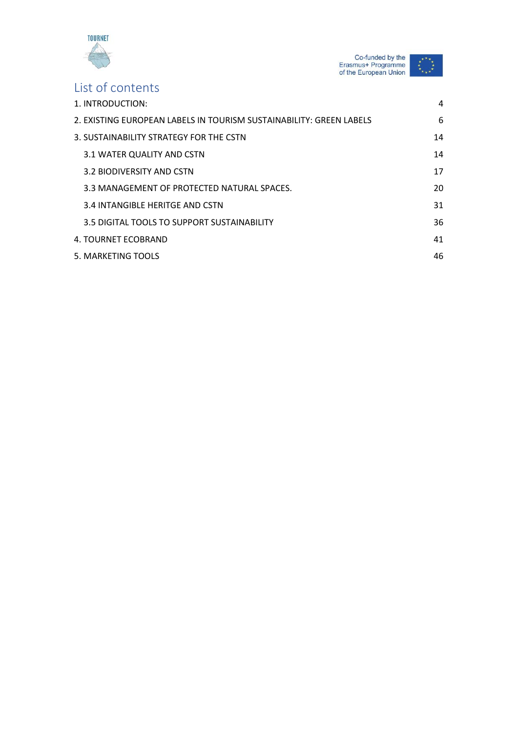# List of contents

1. INTRODUCTION: 4
2. EXISTING EUROPEAN LABELS IN TOURISM SUSTAINABILITY: GREEN LABELS 6
3. SUSTAINABILITY STRATEGY FOR THE CSTN 14
   - 3.1 WATER QUALITY AND CSTN 14
   - 3.2 BIODIVERSITY AND CSTN 17
   - 3.3 MANAGEMENT OF PROTECTED NATURAL SPACES. 20
   - 3.4 INTANGIBLE HERITGE AND CSTN 31
   - 3.5 DIGITAL TOOLS TO SUPPORT SUSTAINABILITY 36
4. TOURNET ECOBRAND 41
5. MARKETING TOOLS 46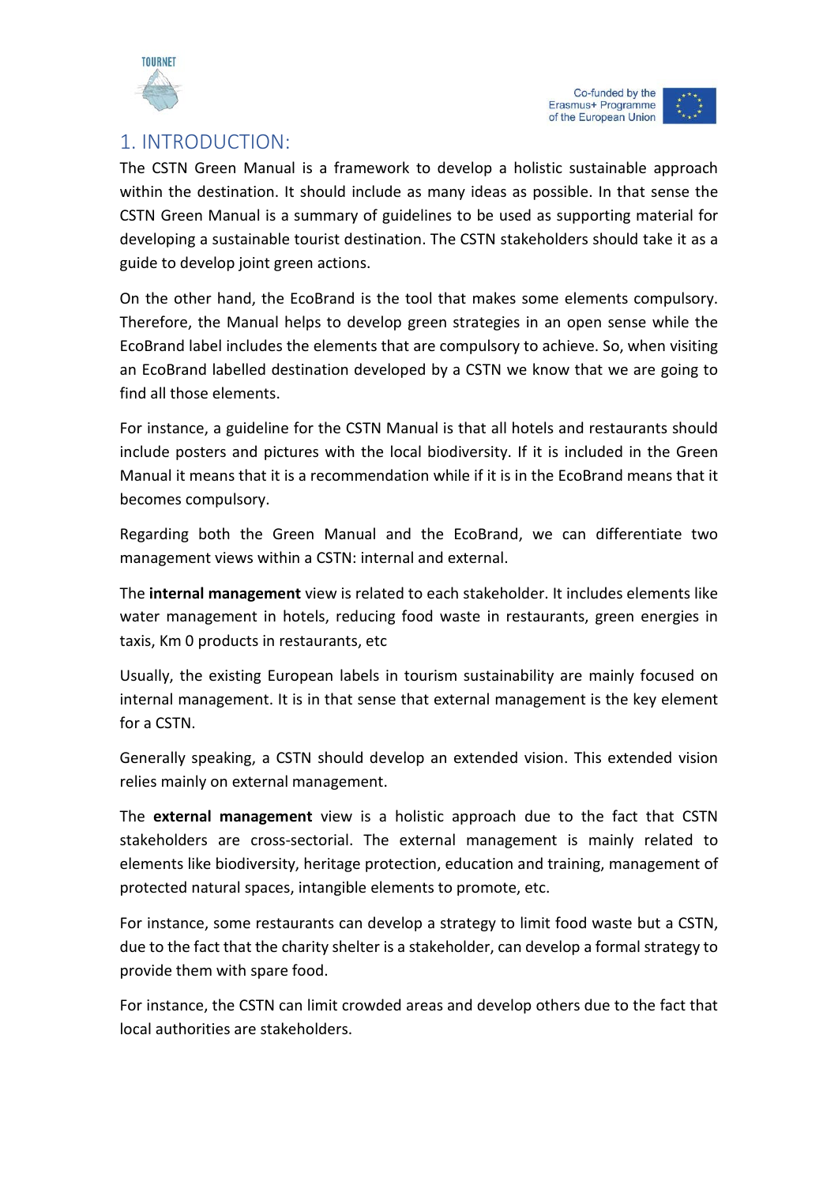# 1. INTRODUCTION:

The CSTN Green Manual is a framework to develop a holistic sustainable approach within the destination. It should include as many ideas as possible. In that sense the CSTN Green Manual is a summary of guidelines to be used as supporting material for developing a sustainable tourist destination. The CSTN stakeholders should take it as a guide to develop joint green actions.

On the other hand, the EcoBrand is the tool that makes some elements compulsory. Therefore, the Manual helps to develop green strategies in an open sense while the EcoBrand label includes the elements that are compulsory to achieve. So, when visiting an EcoBrand labelled destination developed by a CSTN we know that we are going to find all those elements.

For instance, a guideline for the CSTN Manual is that all hotels and restaurants should include posters and pictures with the local biodiversity. If it is included in the Green Manual it means that it is a recommendation while if it is in the EcoBrand means that it becomes compulsory.

Regarding both the Green Manual and the EcoBrand, we can differentiate two management views within a CSTN: internal and external.

The **internal management** view is related to each stakeholder. It includes elements like water management in hotels, reducing food waste in restaurants, green energies in taxis, Km 0 products in restaurants, etc

Usually, the existing European labels in tourism sustainability are mainly focused on internal management. It is in that sense that external management is the key element for a CSTN.

Generally speaking, a CSTN should develop an extended vision. This extended vision relies mainly on external management.

The **external management** view is a holistic approach due to the fact that CSTN stakeholders are cross-sectorial. The external management is mainly related to elements like biodiversity, heritage protection, education and training, management of protected natural spaces, intangible elements to promote, etc.

For instance, some restaurants can develop a strategy to limit food waste but a CSTN, due to the fact that the charity shelter is a stakeholder, can develop a formal strategy to provide them with spare food.

For instance, the CSTN can limit crowded areas and develop others due to the fact that local authorities are stakeholders.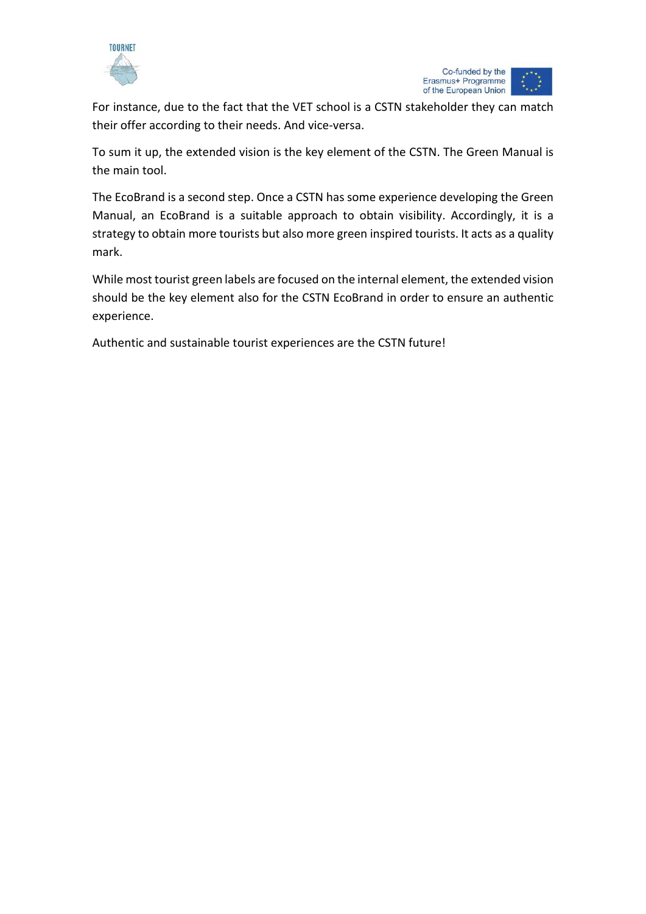For instance, due to the fact that the VET school is a CSTN stakeholder they can match their offer according to their needs. And vice-versa.

To sum it up, the extended vision is the key element of the CSTN. The Green Manual is the main tool.

The EcoBrand is a second step. Once a CSTN has some experience developing the Green Manual, an EcoBrand is a suitable approach to obtain visibility. Accordingly, it is a strategy to obtain more tourists but also more green inspired tourists. It acts as a quality mark.

While most tourist green labels are focused on the internal element, the extended vision should be the key element also for the CSTN EcoBrand in order to ensure an authentic experience.

Authentic and sustainable tourist experiences are the CSTN future!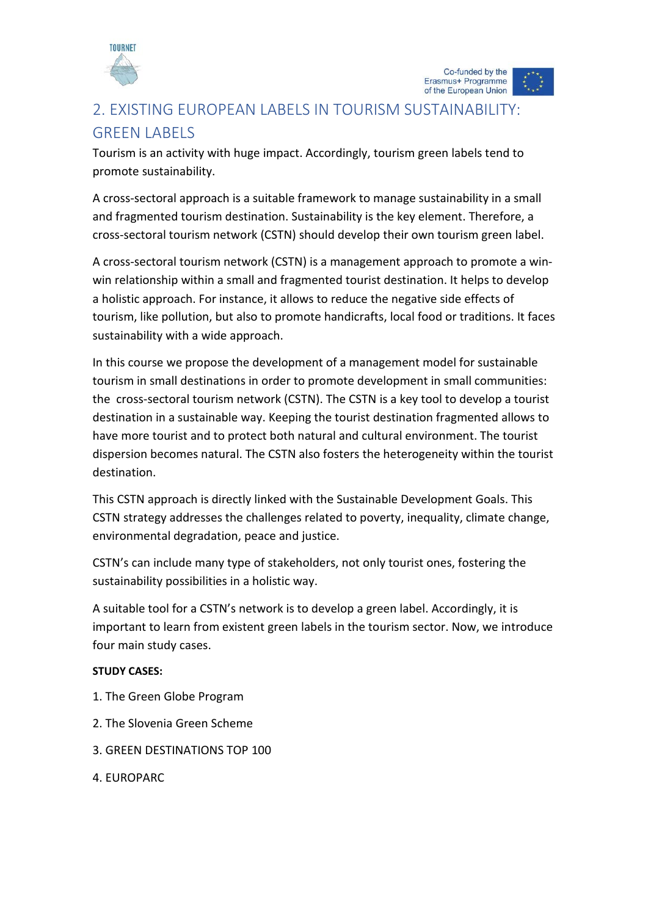## 2. EXISTING EUROPEAN LABELS IN TOURISM SUSTAINABILITY: GREEN LABELS

Tourism is an activity with huge impact. Accordingly, tourism green labels tend to promote sustainability.

A cross-sectoral approach is a suitable framework to manage sustainability in a small and fragmented tourism destination. Sustainability is the key element. Therefore, a cross-sectoral tourism network (CSTN) should develop their own tourism green label.

A cross-sectoral tourism network (CSTN) is a management approach to promote a win-win relationship within a small and fragmented tourist destination. It helps to develop a holistic approach. For instance, it allows to reduce the negative side effects of tourism, like pollution, but also to promote handicrafts, local food or traditions. It faces sustainability with a wide approach.

In this course we propose the development of a management model for sustainable tourism in small destinations in order to promote development in small communities: the cross-sectoral tourism network (CSTN). The CSTN is a key tool to develop a tourist destination in a sustainable way. Keeping the tourist destination fragmented allows to have more tourist and to protect both natural and cultural environment. The tourist dispersion becomes natural. The CSTN also fosters the heterogeneity within the tourist destination.

This CSTN approach is directly linked with the Sustainable Development Goals. This CSTN strategy addresses the challenges related to poverty, inequality, climate change, environmental degradation, peace and justice.

CSTN's can include many type of stakeholders, not only tourist ones, fostering the sustainability possibilities in a holistic way.

A suitable tool for a CSTN's network is to develop a green label. Accordingly, it is important to learn from existent green labels in the tourism sector. Now, we introduce four main study cases.

**STUDY CASES:**

1. The Green Globe Program
2. The Slovenia Green Scheme
3. GREEN DESTINATIONS TOP 100
4. EUROPARC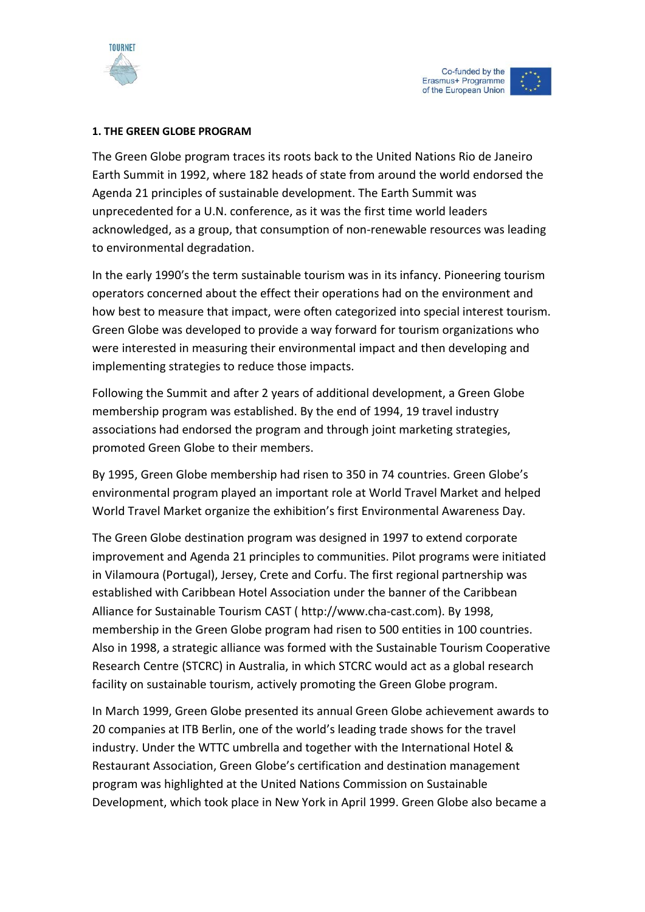**1. THE GREEN GLOBE PROGRAM**

The Green Globe program traces its roots back to the United Nations Rio de Janeiro Earth Summit in 1992, where 182 heads of state from around the world endorsed the Agenda 21 principles of sustainable development. The Earth Summit was unprecedented for a U.N. conference, as it was the first time world leaders acknowledged, as a group, that consumption of non-renewable resources was leading to environmental degradation.

In the early 1990's the term sustainable tourism was in its infancy. Pioneering tourism operators concerned about the effect their operations had on the environment and how best to measure that impact, were often categorized into special interest tourism. Green Globe was developed to provide a way forward for tourism organizations who were interested in measuring their environmental impact and then developing and implementing strategies to reduce those impacts.

Following the Summit and after 2 years of additional development, a Green Globe membership program was established. By the end of 1994, 19 travel industry associations had endorsed the program and through joint marketing strategies, promoted Green Globe to their members.

By 1995, Green Globe membership had risen to 350 in 74 countries. Green Globe's environmental program played an important role at World Travel Market and helped World Travel Market organize the exhibition's first Environmental Awareness Day.

The Green Globe destination program was designed in 1997 to extend corporate improvement and Agenda 21 principles to communities. Pilot programs were initiated in Vilamoura (Portugal), Jersey, Crete and Corfu. The first regional partnership was established with Caribbean Hotel Association under the banner of the Caribbean Alliance for Sustainable Tourism CAST ( http://www.cha-cast.com). By 1998, membership in the Green Globe program had risen to 500 entities in 100 countries. Also in 1998, a strategic alliance was formed with the Sustainable Tourism Cooperative Research Centre (STCRC) in Australia, in which STCRC would act as a global research facility on sustainable tourism, actively promoting the Green Globe program.

In March 1999, Green Globe presented its annual Green Globe achievement awards to 20 companies at ITB Berlin, one of the world's leading trade shows for the travel industry. Under the WTTC umbrella and together with the International Hotel & Restaurant Association, Green Globe's certification and destination management program was highlighted at the United Nations Commission on Sustainable Development, which took place in New York in April 1999. Green Globe also became a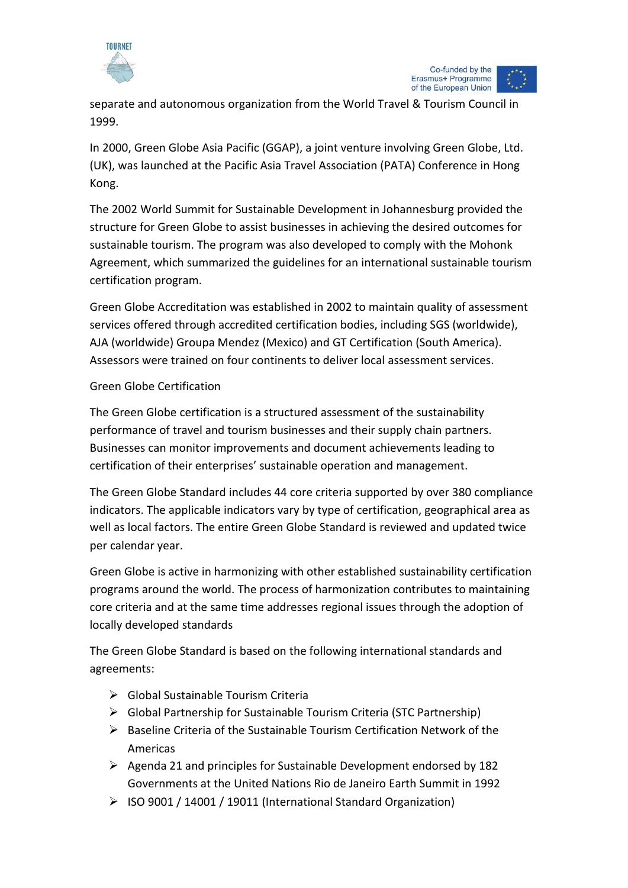separate and autonomous organization from the World Travel & Tourism Council in 1999.

In 2000, Green Globe Asia Pacific (GGAP), a joint venture involving Green Globe, Ltd. (UK), was launched at the Pacific Asia Travel Association (PATA) Conference in Hong Kong.

The 2002 World Summit for Sustainable Development in Johannesburg provided the structure for Green Globe to assist businesses in achieving the desired outcomes for sustainable tourism. The program was also developed to comply with the Mohonk Agreement, which summarized the guidelines for an international sustainable tourism certification program.

Green Globe Accreditation was established in 2002 to maintain quality of assessment services offered through accredited certification bodies, including SGS (worldwide), AJA (worldwide) Groupa Mendez (Mexico) and GT Certification (South America). Assessors were trained on four continents to deliver local assessment services.

Green Globe Certification

The Green Globe certification is a structured assessment of the sustainability performance of travel and tourism businesses and their supply chain partners. Businesses can monitor improvements and document achievements leading to certification of their enterprises' sustainable operation and management.

The Green Globe Standard includes 44 core criteria supported by over 380 compliance indicators. The applicable indicators vary by type of certification, geographical area as well as local factors. The entire Green Globe Standard is reviewed and updated twice per calendar year.

Green Globe is active in harmonizing with other established sustainability certification programs around the world. The process of harmonization contributes to maintaining core criteria and at the same time addresses regional issues through the adoption of locally developed standards

The Green Globe Standard is based on the following international standards and agreements:

- Global Sustainable Tourism Criteria
- Global Partnership for Sustainable Tourism Criteria (STC Partnership)
- Baseline Criteria of the Sustainable Tourism Certification Network of the Americas
- Agenda 21 and principles for Sustainable Development endorsed by 182 Governments at the United Nations Rio de Janeiro Earth Summit in 1992
- ISO 9001 / 14001 / 19011 (International Standard Organization)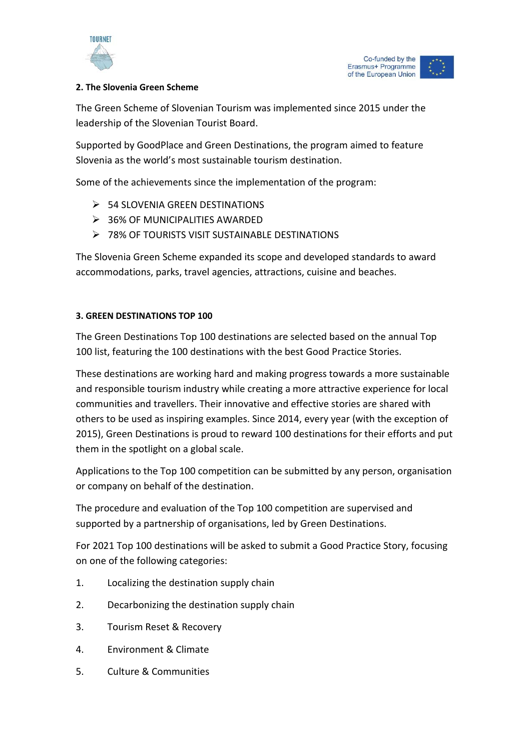**2. The Slovenia Green Scheme**

The Green Scheme of Slovenian Tourism was implemented since 2015 under the leadership of the Slovenian Tourist Board.

Supported by GoodPlace and Green Destinations, the program aimed to feature Slovenia as the world's most sustainable tourism destination.

Some of the achievements since the implementation of the program:

- 54 SLOVENIA GREEN DESTINATIONS
- 36% OF MUNICIPALITIES AWARDED
- 78% OF TOURISTS VISIT SUSTAINABLE DESTINATIONS

The Slovenia Green Scheme expanded its scope and developed standards to award accommodations, parks, travel agencies, attractions, cuisine and beaches.

**3. GREEN DESTINATIONS TOP 100**

The Green Destinations Top 100 destinations are selected based on the annual Top 100 list, featuring the 100 destinations with the best Good Practice Stories.

These destinations are working hard and making progress towards a more sustainable and responsible tourism industry while creating a more attractive experience for local communities and travellers. Their innovative and effective stories are shared with others to be used as inspiring examples. Since 2014, every year (with the exception of 2015), Green Destinations is proud to reward 100 destinations for their efforts and put them in the spotlight on a global scale.

Applications to the Top 100 competition can be submitted by any person, organisation or company on behalf of the destination.

The procedure and evaluation of the Top 100 competition are supervised and supported by a partnership of organisations, led by Green Destinations.

For 2021 Top 100 destinations will be asked to submit a Good Practice Story, focusing on one of the following categories:

1. Localizing the destination supply chain
2. Decarbonizing the destination supply chain
3. Tourism Reset & Recovery
4. Environment & Climate
5. Culture & Communities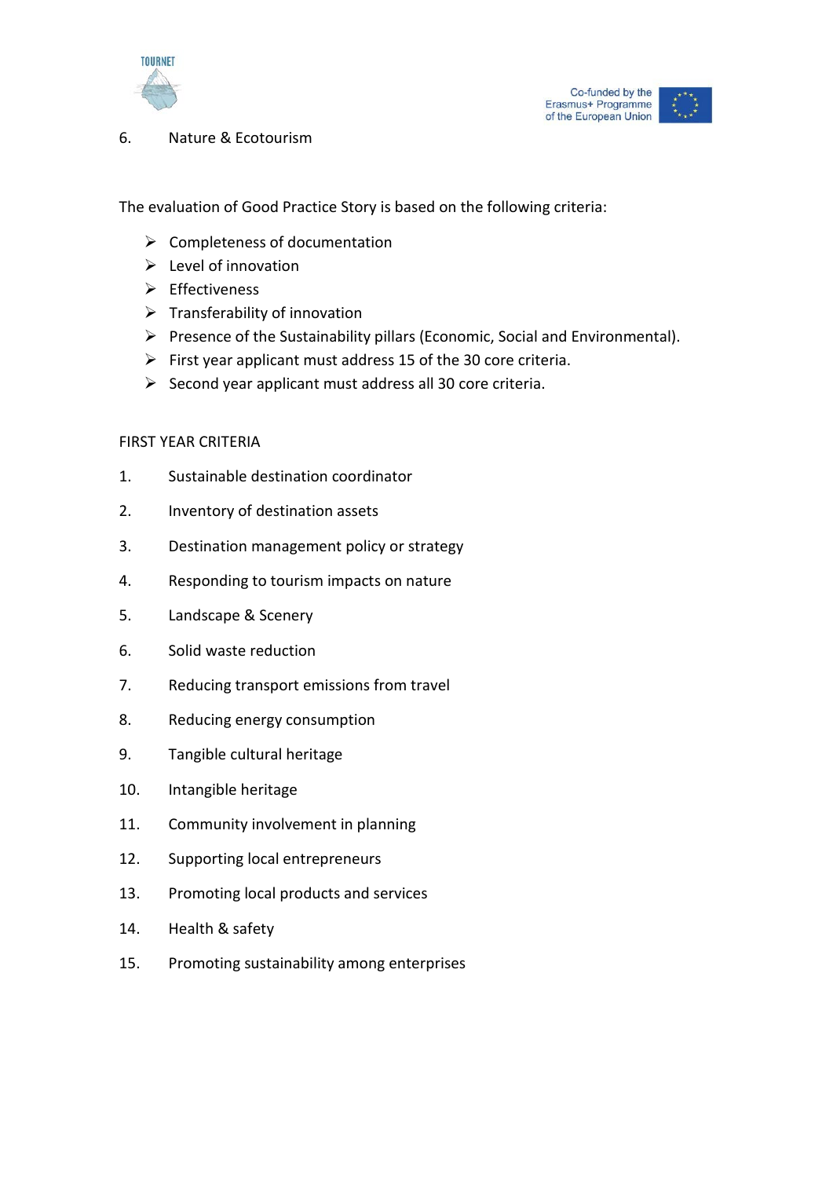6. Nature & Ecotourism

The evaluation of Good Practice Story is based on the following criteria:

- Completeness of documentation
- Level of innovation
- Effectiveness
- Transferability of innovation
- Presence of the Sustainability pillars (Economic, Social and Environmental).
- First year applicant must address 15 of the 30 core criteria.
- Second year applicant must address all 30 core criteria.

FIRST YEAR CRITERIA

1. Sustainable destination coordinator
2. Inventory of destination assets
3. Destination management policy or strategy
4. Responding to tourism impacts on nature
5. Landscape & Scenery
6. Solid waste reduction
7. Reducing transport emissions from travel
8. Reducing energy consumption
9. Tangible cultural heritage
10. Intangible heritage
11. Community involvement in planning
12. Supporting local entrepreneurs
13. Promoting local products and services
14. Health & safety
15. Promoting sustainability among enterprises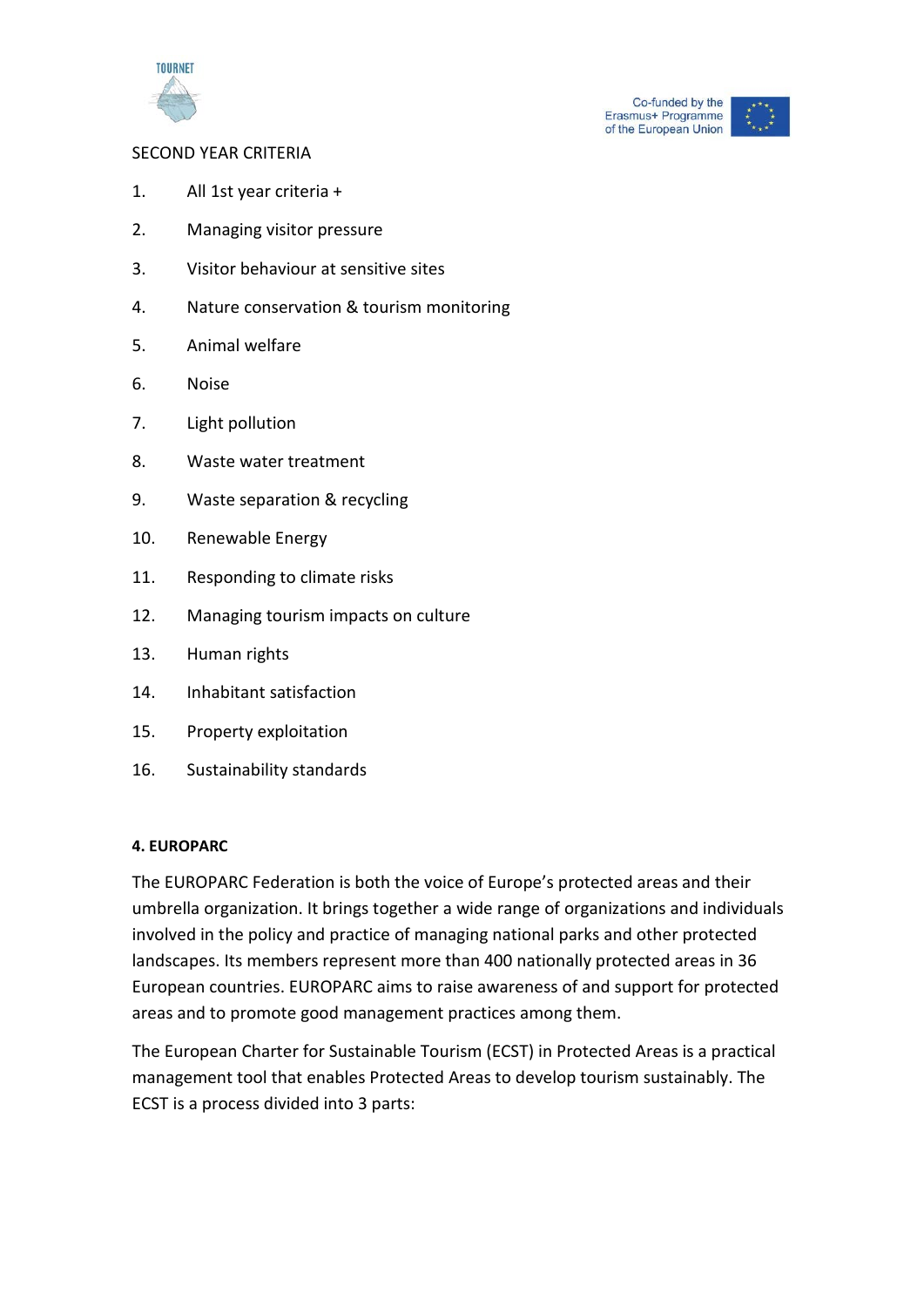SECOND YEAR CRITERIA

1. All 1st year criteria +
2. Managing visitor pressure
3. Visitor behaviour at sensitive sites
4. Nature conservation & tourism monitoring
5. Animal welfare
6. Noise
7. Light pollution
8. Waste water treatment
9. Waste separation & recycling
10. Renewable Energy
11. Responding to climate risks
12. Managing tourism impacts on culture
13. Human rights
14. Inhabitant satisfaction
15. Property exploitation
16. Sustainability standards

## 4. EUROPARC

The EUROPARC Federation is both the voice of Europe's protected areas and their umbrella organization. It brings together a wide range of organizations and individuals involved in the policy and practice of managing national parks and other protected landscapes. Its members represent more than 400 nationally protected areas in 36 European countries. EUROPARC aims to raise awareness of and support for protected areas and to promote good management practices among them.

The European Charter for Sustainable Tourism (ECST) in Protected Areas is a practical management tool that enables Protected Areas to develop tourism sustainably. The ECST is a process divided into 3 parts: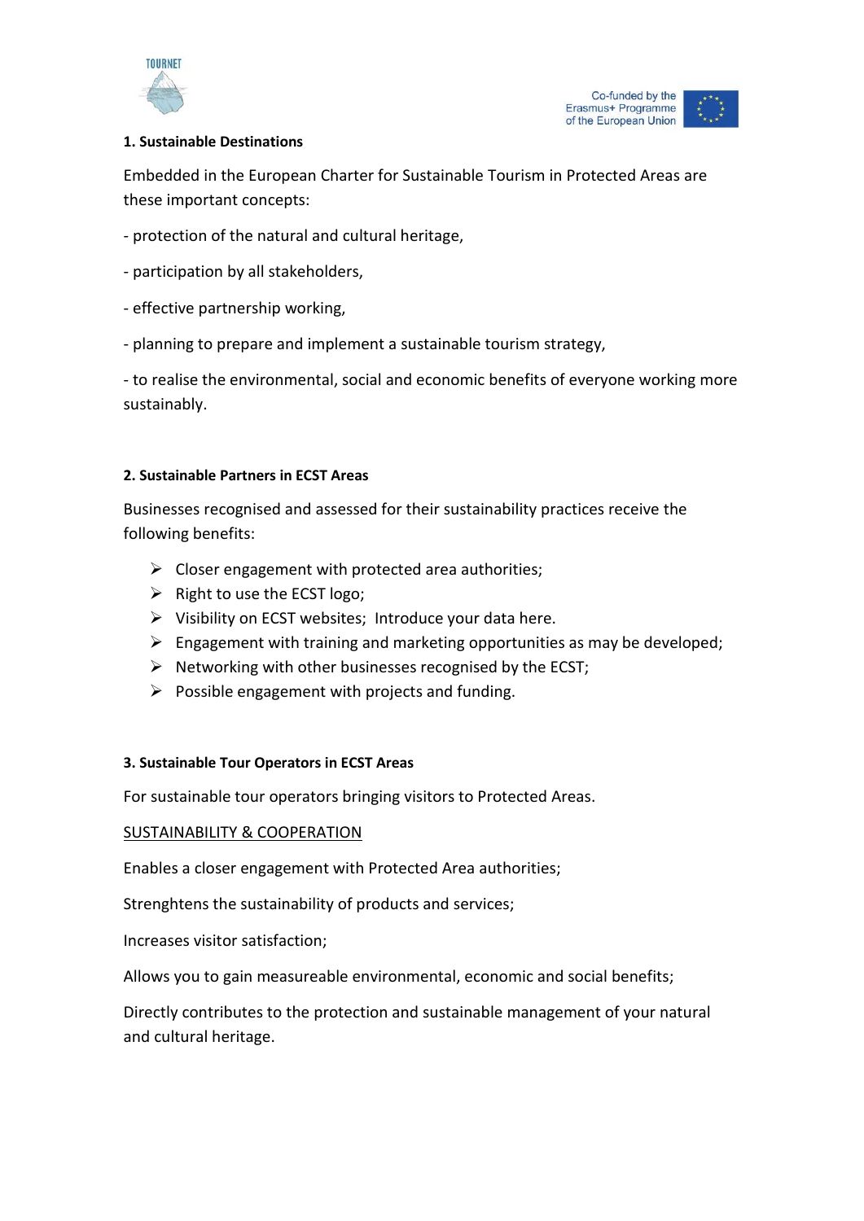**1. Sustainable Destinations**

Embedded in the European Charter for Sustainable Tourism in Protected Areas are these important concepts:

- protection of the natural and cultural heritage,

- participation by all stakeholders,

- effective partnership working,

- planning to prepare and implement a sustainable tourism strategy,

- to realise the environmental, social and economic benefits of everyone working more sustainably.

**2. Sustainable Partners in ECST Areas**

Businesses recognised and assessed for their sustainability practices receive the following benefits:

- Closer engagement with protected area authorities;
- Right to use the ECST logo;
- Visibility on ECST websites;  Introduce your data here.
- Engagement with training and marketing opportunities as may be developed;
- Networking with other businesses recognised by the ECST;
- Possible engagement with projects and funding.

**3. Sustainable Tour Operators in ECST Areas**

For sustainable tour operators bringing visitors to Protected Areas.

<u>SUSTAINABILITY & COOPERATION</u>

Enables a closer engagement with Protected Area authorities;

Strenghtens the sustainability of products and services;

Increases visitor satisfaction;

Allows you to gain measureable environmental, economic and social benefits;

Directly contributes to the protection and sustainable management of your natural and cultural heritage.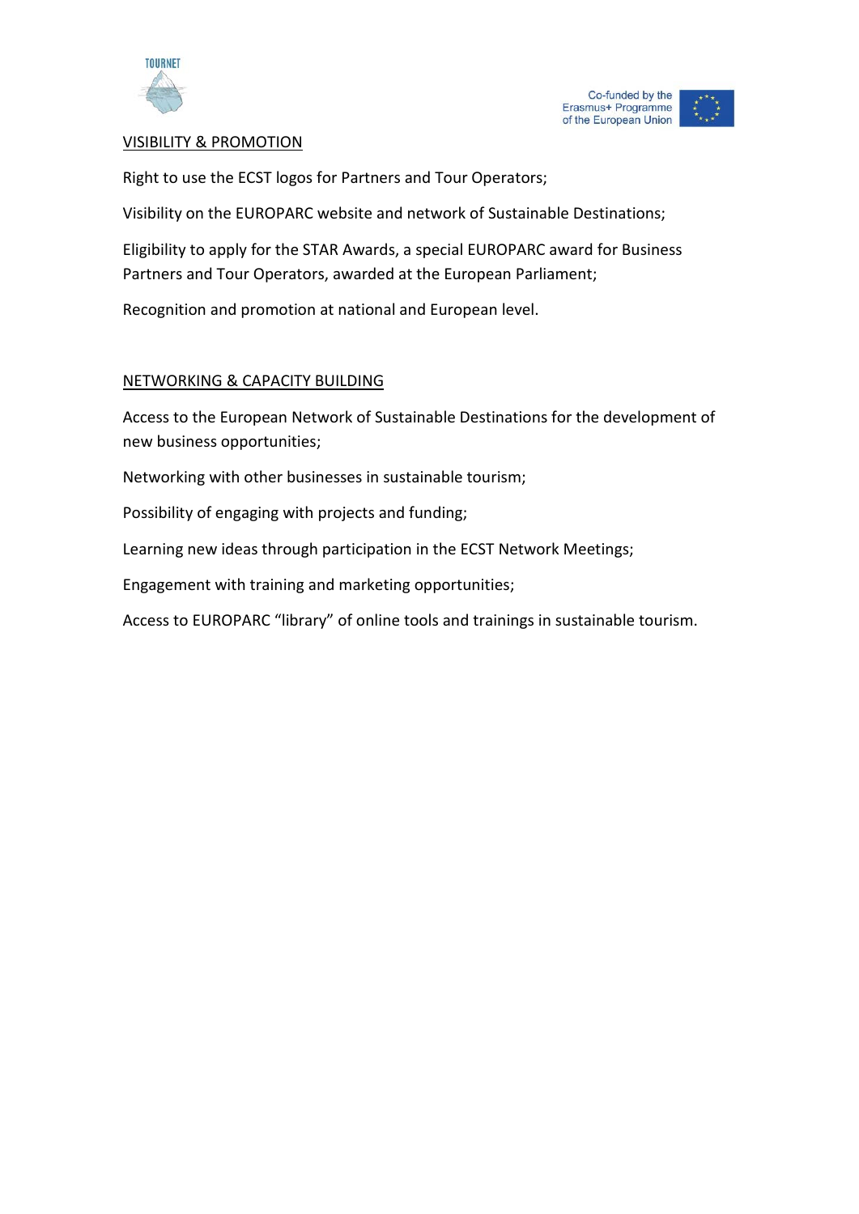VISIBILITY & PROMOTION

Right to use the ECST logos for Partners and Tour Operators;

Visibility on the EUROPARC website and network of Sustainable Destinations;

Eligibility to apply for the STAR Awards, a special EUROPARC award for Business Partners and Tour Operators, awarded at the European Parliament;

Recognition and promotion at national and European level.

NETWORKING & CAPACITY BUILDING

Access to the European Network of Sustainable Destinations for the development of new business opportunities;

Networking with other businesses in sustainable tourism;

Possibility of engaging with projects and funding;

Learning new ideas through participation in the ECST Network Meetings;

Engagement with training and marketing opportunities;

Access to EUROPARC "library" of online tools and trainings in sustainable tourism.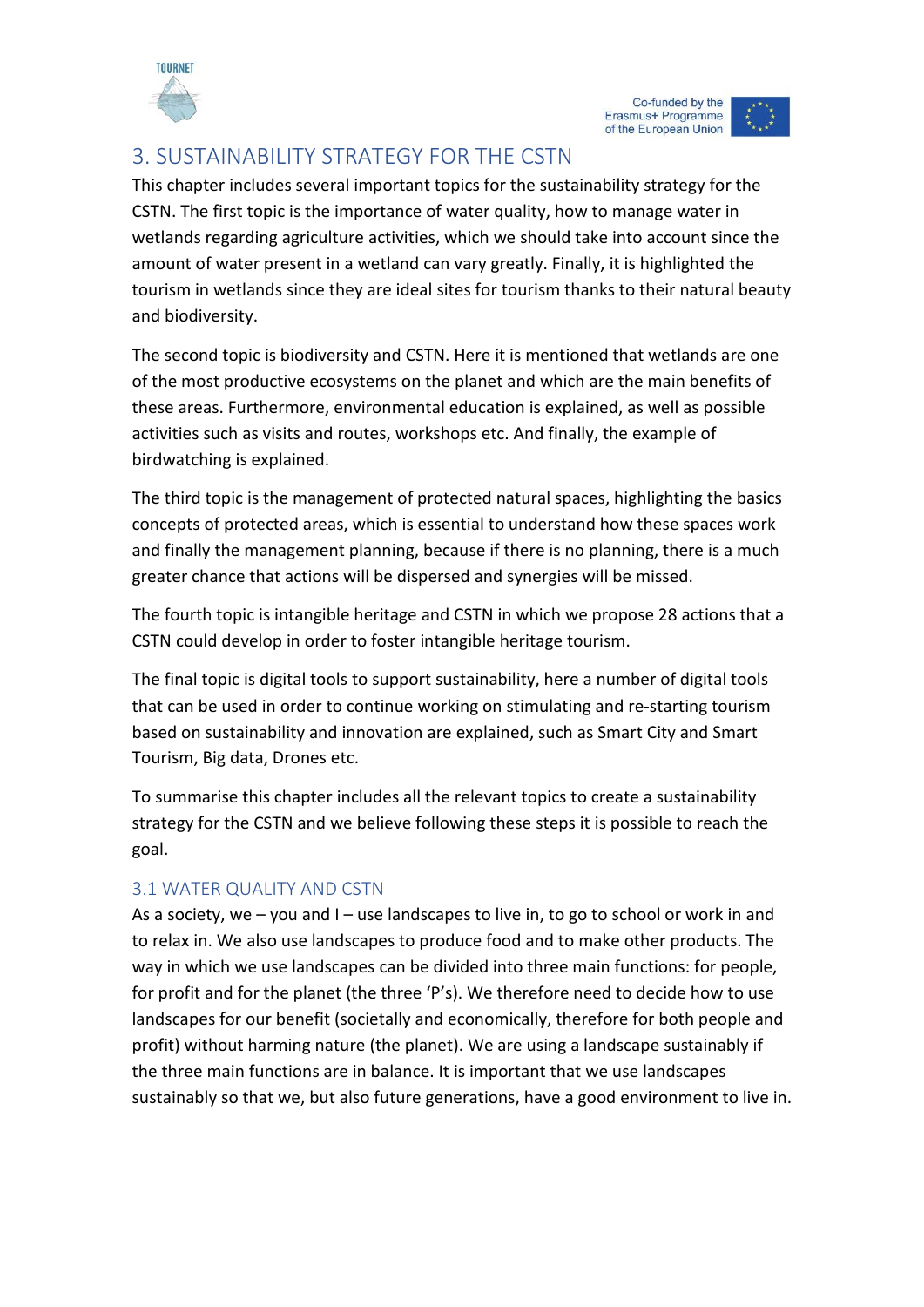## 3. SUSTAINABILITY STRATEGY FOR THE CSTN

This chapter includes several important topics for the sustainability strategy for the CSTN. The first topic is the importance of water quality, how to manage water in wetlands regarding agriculture activities, which we should take into account since the amount of water present in a wetland can vary greatly. Finally, it is highlighted the tourism in wetlands since they are ideal sites for tourism thanks to their natural beauty and biodiversity.

The second topic is biodiversity and CSTN. Here it is mentioned that wetlands are one of the most productive ecosystems on the planet and which are the main benefits of these areas. Furthermore, environmental education is explained, as well as possible activities such as visits and routes, workshops etc. And finally, the example of birdwatching is explained.

The third topic is the management of protected natural spaces, highlighting the basics concepts of protected areas, which is essential to understand how these spaces work and finally the management planning, because if there is no planning, there is a much greater chance that actions will be dispersed and synergies will be missed.

The fourth topic is intangible heritage and CSTN in which we propose 28 actions that a CSTN could develop in order to foster intangible heritage tourism.

The final topic is digital tools to support sustainability, here a number of digital tools that can be used in order to continue working on stimulating and re-starting tourism based on sustainability and innovation are explained, such as Smart City and Smart Tourism, Big data, Drones etc.

To summarise this chapter includes all the relevant topics to create a sustainability strategy for the CSTN and we believe following these steps it is possible to reach the goal.

### 3.1 WATER QUALITY AND CSTN

As a society, we – you and I – use landscapes to live in, to go to school or work in and to relax in. We also use landscapes to produce food and to make other products. The way in which we use landscapes can be divided into three main functions: for people, for profit and for the planet (the three 'P's). We therefore need to decide how to use landscapes for our benefit (societally and economically, therefore for both people and profit) without harming nature (the planet). We are using a landscape sustainably if the three main functions are in balance. It is important that we use landscapes sustainably so that we, but also future generations, have a good environment to live in.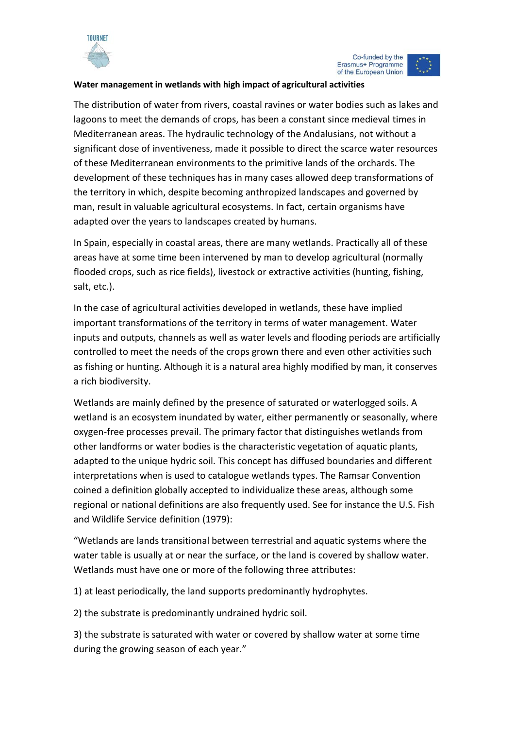**Water management in wetlands with high impact of agricultural activities**

The distribution of water from rivers, coastal ravines or water bodies such as lakes and lagoons to meet the demands of crops, has been a constant since medieval times in Mediterranean areas. The hydraulic technology of the Andalusians, not without a significant dose of inventiveness, made it possible to direct the scarce water resources of these Mediterranean environments to the primitive lands of the orchards. The development of these techniques has in many cases allowed deep transformations of the territory in which, despite becoming anthropized landscapes and governed by man, result in valuable agricultural ecosystems. In fact, certain organisms have adapted over the years to landscapes created by humans.

In Spain, especially in coastal areas, there are many wetlands. Practically all of these areas have at some time been intervened by man to develop agricultural (normally flooded crops, such as rice fields), livestock or extractive activities (hunting, fishing, salt, etc.).

In the case of agricultural activities developed in wetlands, these have implied important transformations of the territory in terms of water management. Water inputs and outputs, channels as well as water levels and flooding periods are artificially controlled to meet the needs of the crops grown there and even other activities such as fishing or hunting. Although it is a natural area highly modified by man, it conserves a rich biodiversity.

Wetlands are mainly defined by the presence of saturated or waterlogged soils. A wetland is an ecosystem inundated by water, either permanently or seasonally, where oxygen-free processes prevail. The primary factor that distinguishes wetlands from other landforms or water bodies is the characteristic vegetation of aquatic plants, adapted to the unique hydric soil. This concept has diffused boundaries and different interpretations when is used to catalogue wetlands types. The Ramsar Convention coined a definition globally accepted to individualize these areas, although some regional or national definitions are also frequently used. See for instance the U.S. Fish and Wildlife Service definition (1979):

"Wetlands are lands transitional between terrestrial and aquatic systems where the water table is usually at or near the surface, or the land is covered by shallow water. Wetlands must have one or more of the following three attributes:

1) at least periodically, the land supports predominantly hydrophytes.

2) the substrate is predominantly undrained hydric soil.

3) the substrate is saturated with water or covered by shallow water at some time during the growing season of each year."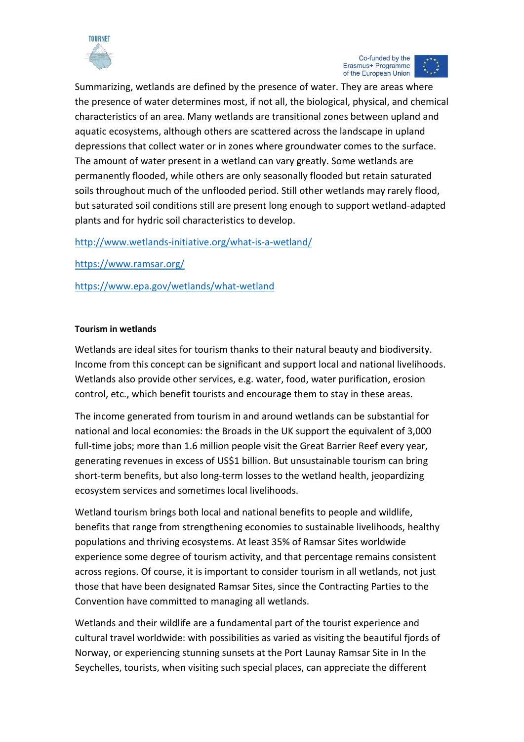Summarizing, wetlands are defined by the presence of water. They are areas where the presence of water determines most, if not all, the biological, physical, and chemical characteristics of an area. Many wetlands are transitional zones between upland and aquatic ecosystems, although others are scattered across the landscape in upland depressions that collect water or in zones where groundwater comes to the surface. The amount of water present in a wetland can vary greatly. Some wetlands are permanently flooded, while others are only seasonally flooded but retain saturated soils throughout much of the unflooded period. Still other wetlands may rarely flood, but saturated soil conditions still are present long enough to support wetland-adapted plants and for hydric soil characteristics to develop.

http://www.wetlands-initiative.org/what-is-a-wetland/

https://www.ramsar.org/

https://www.epa.gov/wetlands/what-wetland

**Tourism in wetlands**

Wetlands are ideal sites for tourism thanks to their natural beauty and biodiversity. Income from this concept can be significant and support local and national livelihoods. Wetlands also provide other services, e.g. water, food, water purification, erosion control, etc., which benefit tourists and encourage them to stay in these areas.

The income generated from tourism in and around wetlands can be substantial for national and local economies: the Broads in the UK support the equivalent of 3,000 full-time jobs; more than 1.6 million people visit the Great Barrier Reef every year, generating revenues in excess of US$1 billion. But unsustainable tourism can bring short-term benefits, but also long-term losses to the wetland health, jeopardizing ecosystem services and sometimes local livelihoods.

Wetland tourism brings both local and national benefits to people and wildlife, benefits that range from strengthening economies to sustainable livelihoods, healthy populations and thriving ecosystems. At least 35% of Ramsar Sites worldwide experience some degree of tourism activity, and that percentage remains consistent across regions. Of course, it is important to consider tourism in all wetlands, not just those that have been designated Ramsar Sites, since the Contracting Parties to the Convention have committed to managing all wetlands.

Wetlands and their wildlife are a fundamental part of the tourist experience and cultural travel worldwide: with possibilities as varied as visiting the beautiful fjords of Norway, or experiencing stunning sunsets at the Port Launay Ramsar Site in In the Seychelles, tourists, when visiting such special places, can appreciate the different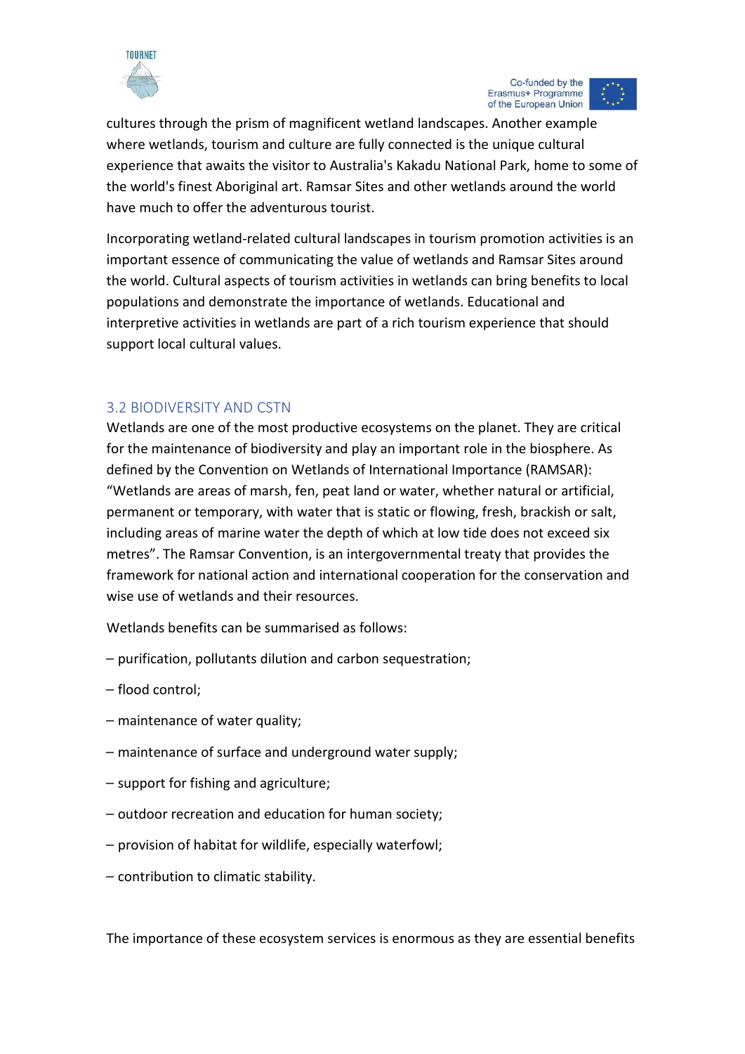cultures through the prism of magnificent wetland landscapes. Another example where wetlands, tourism and culture are fully connected is the unique cultural experience that awaits the visitor to Australia's Kakadu National Park, home to some of the world's finest Aboriginal art. Ramsar Sites and other wetlands around the world have much to offer the adventurous tourist.

Incorporating wetland-related cultural landscapes in tourism promotion activities is an important essence of communicating the value of wetlands and Ramsar Sites around the world. Cultural aspects of tourism activities in wetlands can bring benefits to local populations and demonstrate the importance of wetlands. Educational and interpretive activities in wetlands are part of a rich tourism experience that should support local cultural values.

### 3.2 BIODIVERSITY AND CSTN

Wetlands are one of the most productive ecosystems on the planet. They are critical for the maintenance of biodiversity and play an important role in the biosphere. As defined by the Convention on Wetlands of International Importance (RAMSAR): "Wetlands are areas of marsh, fen, peat land or water, whether natural or artificial, permanent or temporary, with water that is static or flowing, fresh, brackish or salt, including areas of marine water the depth of which at low tide does not exceed six metres". The Ramsar Convention, is an intergovernmental treaty that provides the framework for national action and international cooperation for the conservation and wise use of wetlands and their resources.

Wetlands benefits can be summarised as follows:

– purification, pollutants dilution and carbon sequestration;

– flood control;

– maintenance of water quality;

– maintenance of surface and underground water supply;

– support for fishing and agriculture;

– outdoor recreation and education for human society;

– provision of habitat for wildlife, especially waterfowl;

– contribution to climatic stability.

The importance of these ecosystem services is enormous as they are essential benefits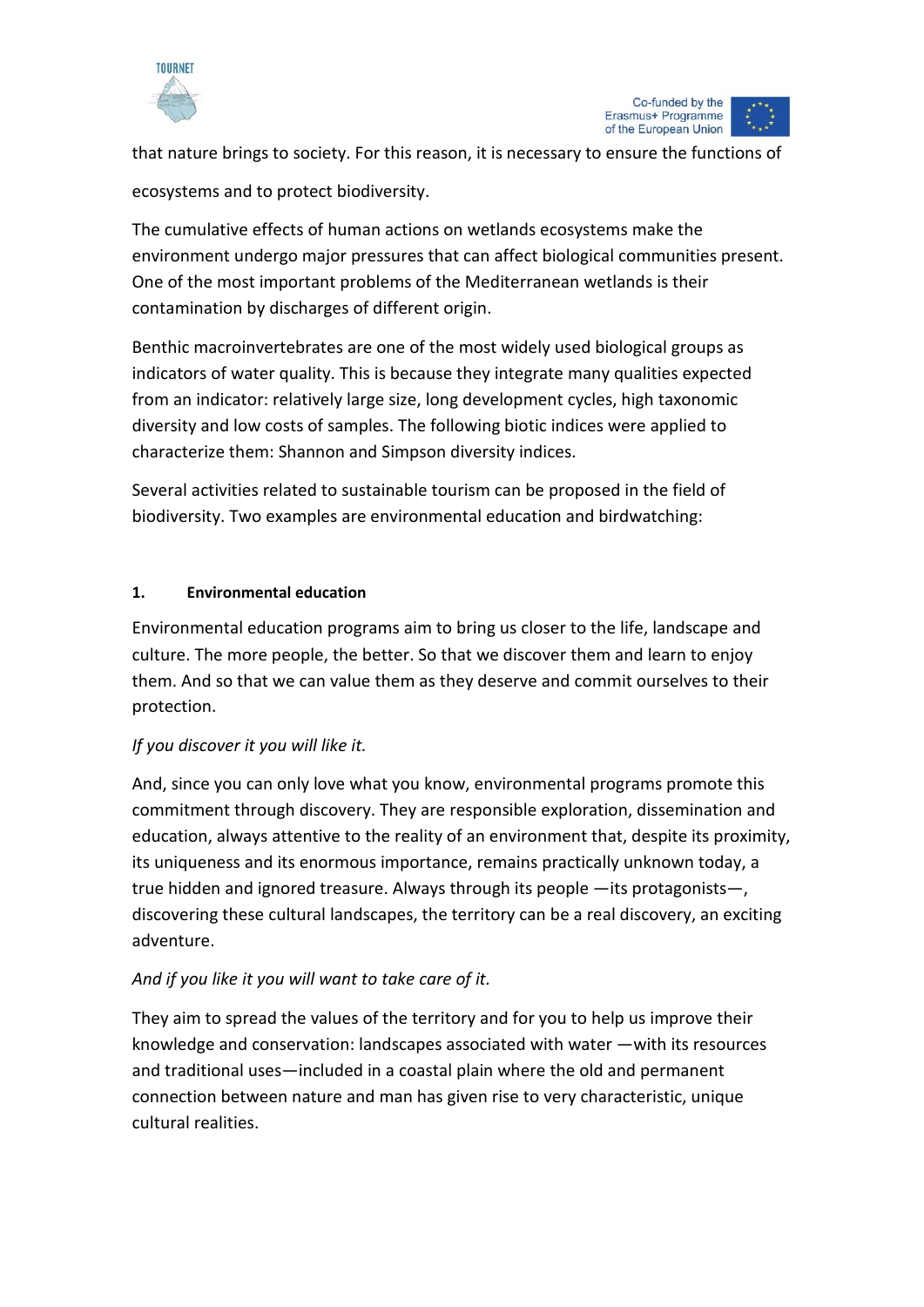that nature brings to society. For this reason, it is necessary to ensure the functions of ecosystems and to protect biodiversity.

The cumulative effects of human actions on wetlands ecosystems make the environment undergo major pressures that can affect biological communities present. One of the most important problems of the Mediterranean wetlands is their contamination by discharges of different origin.

Benthic macroinvertebrates are one of the most widely used biological groups as indicators of water quality. This is because they integrate many qualities expected from an indicator: relatively large size, long development cycles, high taxonomic diversity and low costs of samples. The following biotic indices were applied to characterize them: Shannon and Simpson diversity indices.

Several activities related to sustainable tourism can be proposed in the field of biodiversity. Two examples are environmental education and birdwatching:

**1. Environmental education**

Environmental education programs aim to bring us closer to the life, landscape and culture. The more people, the better. So that we discover them and learn to enjoy them. And so that we can value them as they deserve and commit ourselves to their protection.

*If you discover it you will like it.*

And, since you can only love what you know, environmental programs promote this commitment through discovery. They are responsible exploration, dissemination and education, always attentive to the reality of an environment that, despite its proximity, its uniqueness and its enormous importance, remains practically unknown today, a true hidden and ignored treasure. Always through its people —its protagonists—, discovering these cultural landscapes, the territory can be a real discovery, an exciting adventure.

*And if you like it you will want to take care of it.*

They aim to spread the values of the territory and for you to help us improve their knowledge and conservation: landscapes associated with water —with its resources and traditional uses—included in a coastal plain where the old and permanent connection between nature and man has given rise to very characteristic, unique cultural realities.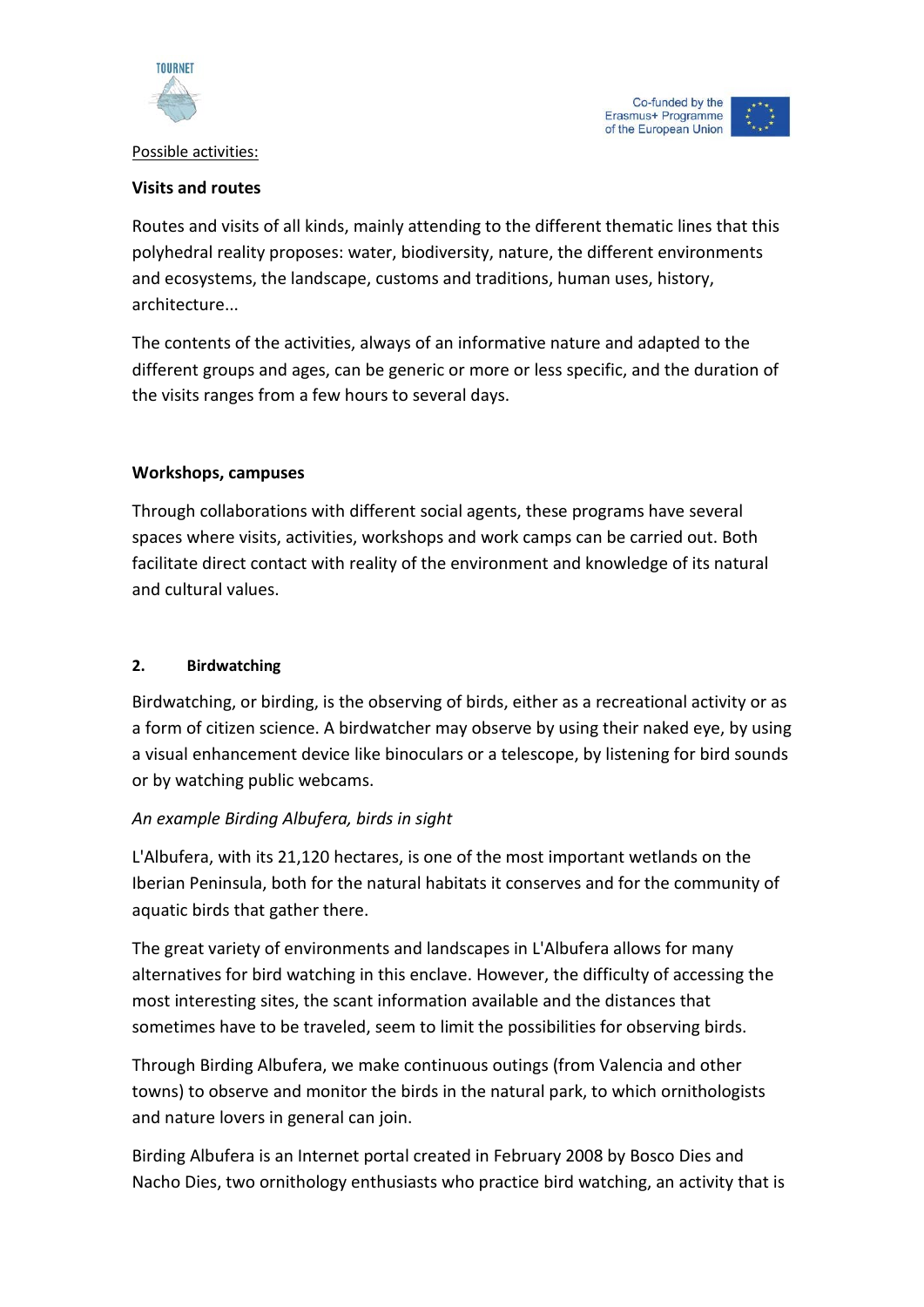Possible activities:

**Visits and routes**

Routes and visits of all kinds, mainly attending to the different thematic lines that this polyhedral reality proposes: water, biodiversity, nature, the different environments and ecosystems, the landscape, customs and traditions, human uses, history, architecture...

The contents of the activities, always of an informative nature and adapted to the different groups and ages, can be generic or more or less specific, and the duration of the visits ranges from a few hours to several days.

**Workshops, campuses**

Through collaborations with different social agents, these programs have several spaces where visits, activities, workshops and work camps can be carried out. Both facilitate direct contact with reality of the environment and knowledge of its natural and cultural values.

## 2. Birdwatching

Birdwatching, or birding, is the observing of birds, either as a recreational activity or as a form of citizen science. A birdwatcher may observe by using their naked eye, by using a visual enhancement device like binoculars or a telescope, by listening for bird sounds or by watching public webcams.

*An example Birding Albufera, birds in sight*

L'Albufera, with its 21,120 hectares, is one of the most important wetlands on the Iberian Peninsula, both for the natural habitats it conserves and for the community of aquatic birds that gather there.

The great variety of environments and landscapes in L'Albufera allows for many alternatives for bird watching in this enclave. However, the difficulty of accessing the most interesting sites, the scant information available and the distances that sometimes have to be traveled, seem to limit the possibilities for observing birds.

Through Birding Albufera, we make continuous outings (from Valencia and other towns) to observe and monitor the birds in the natural park, to which ornithologists and nature lovers in general can join.

Birding Albufera is an Internet portal created in February 2008 by Bosco Dies and Nacho Dies, two ornithology enthusiasts who practice bird watching, an activity that is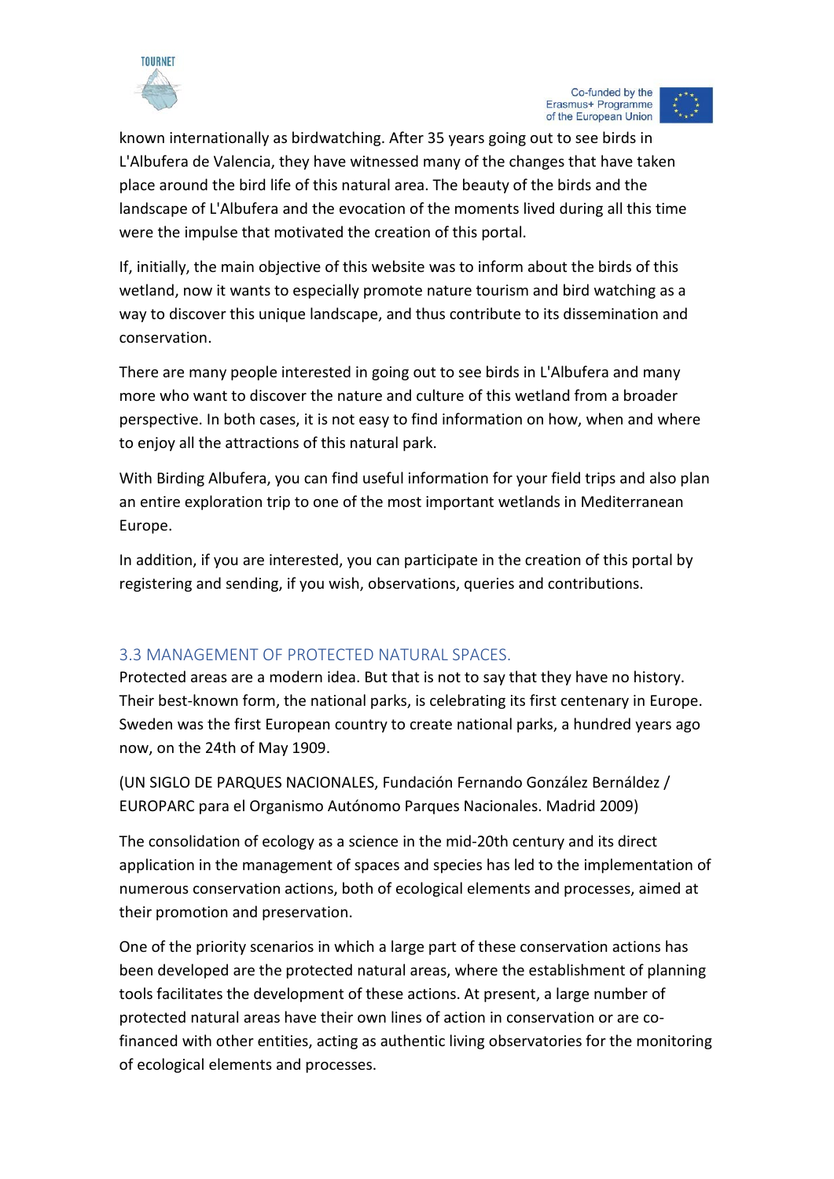known internationally as birdwatching. After 35 years going out to see birds in L'Albufera de Valencia, they have witnessed many of the changes that have taken place around the bird life of this natural area. The beauty of the birds and the landscape of L'Albufera and the evocation of the moments lived during all this time were the impulse that motivated the creation of this portal.

If, initially, the main objective of this website was to inform about the birds of this wetland, now it wants to especially promote nature tourism and bird watching as a way to discover this unique landscape, and thus contribute to its dissemination and conservation.

There are many people interested in going out to see birds in L'Albufera and many more who want to discover the nature and culture of this wetland from a broader perspective. In both cases, it is not easy to find information on how, when and where to enjoy all the attractions of this natural park.

With Birding Albufera, you can find useful information for your field trips and also plan an entire exploration trip to one of the most important wetlands in Mediterranean Europe.

In addition, if you are interested, you can participate in the creation of this portal by registering and sending, if you wish, observations, queries and contributions.

### 3.3 MANAGEMENT OF PROTECTED NATURAL SPACES.

Protected areas are a modern idea. But that is not to say that they have no history. Their best-known form, the national parks, is celebrating its first centenary in Europe. Sweden was the first European country to create national parks, a hundred years ago now, on the 24th of May 1909.

(UN SIGLO DE PARQUES NACIONALES, Fundación Fernando González Bernáldez / EUROPARC para el Organismo Autónomo Parques Nacionales. Madrid 2009)

The consolidation of ecology as a science in the mid-20th century and its direct application in the management of spaces and species has led to the implementation of numerous conservation actions, both of ecological elements and processes, aimed at their promotion and preservation.

One of the priority scenarios in which a large part of these conservation actions has been developed are the protected natural areas, where the establishment of planning tools facilitates the development of these actions. At present, a large number of protected natural areas have their own lines of action in conservation or are co-financed with other entities, acting as authentic living observatories for the monitoring of ecological elements and processes.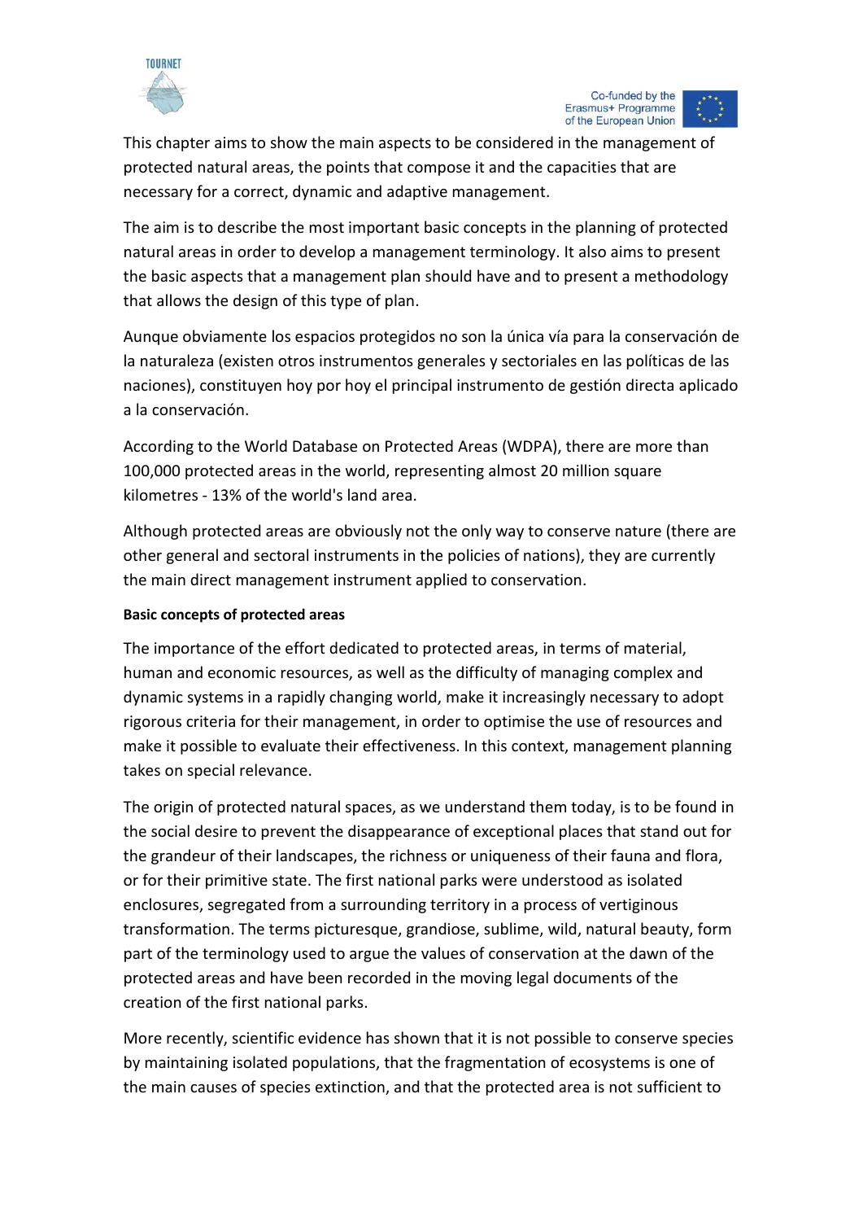This chapter aims to show the main aspects to be considered in the management of protected natural areas, the points that compose it and the capacities that are necessary for a correct, dynamic and adaptive management.

The aim is to describe the most important basic concepts in the planning of protected natural areas in order to develop a management terminology. It also aims to present the basic aspects that a management plan should have and to present a methodology that allows the design of this type of plan.

Aunque obviamente los espacios protegidos no son la única vía para la conservación de la naturaleza (existen otros instrumentos generales y sectoriales en las políticas de las naciones), constituyen hoy por hoy el principal instrumento de gestión directa aplicado a la conservación.

According to the World Database on Protected Areas (WDPA), there are more than 100,000 protected areas in the world, representing almost 20 million square kilometres - 13% of the world's land area.

Although protected areas are obviously not the only way to conserve nature (there are other general and sectoral instruments in the policies of nations), they are currently the main direct management instrument applied to conservation.

**Basic concepts of protected areas**

The importance of the effort dedicated to protected areas, in terms of material, human and economic resources, as well as the difficulty of managing complex and dynamic systems in a rapidly changing world, make it increasingly necessary to adopt rigorous criteria for their management, in order to optimise the use of resources and make it possible to evaluate their effectiveness. In this context, management planning takes on special relevance.

The origin of protected natural spaces, as we understand them today, is to be found in the social desire to prevent the disappearance of exceptional places that stand out for the grandeur of their landscapes, the richness or uniqueness of their fauna and flora, or for their primitive state. The first national parks were understood as isolated enclosures, segregated from a surrounding territory in a process of vertiginous transformation. The terms picturesque, grandiose, sublime, wild, natural beauty, form part of the terminology used to argue the values of conservation at the dawn of the protected areas and have been recorded in the moving legal documents of the creation of the first national parks.

More recently, scientific evidence has shown that it is not possible to conserve species by maintaining isolated populations, that the fragmentation of ecosystems is one of the main causes of species extinction, and that the protected area is not sufficient to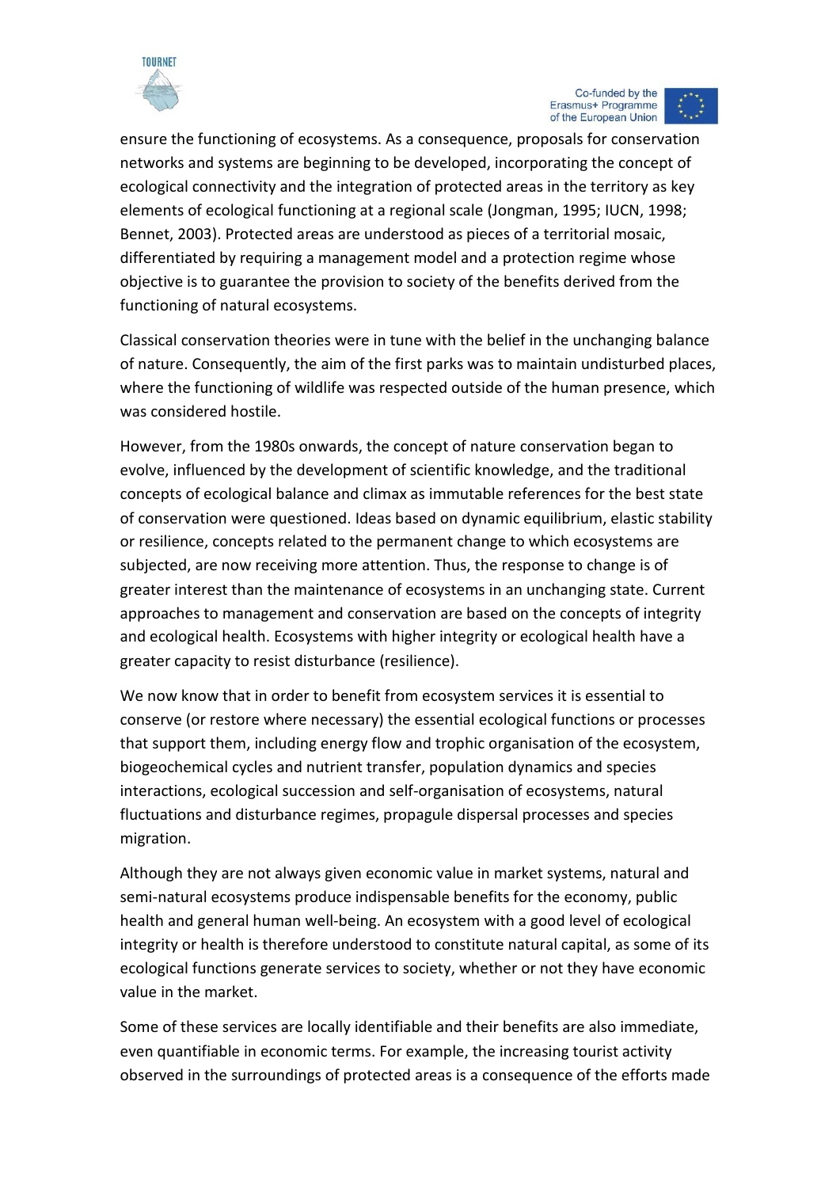ensure the functioning of ecosystems. As a consequence, proposals for conservation networks and systems are beginning to be developed, incorporating the concept of ecological connectivity and the integration of protected areas in the territory as key elements of ecological functioning at a regional scale (Jongman, 1995; IUCN, 1998; Bennet, 2003). Protected areas are understood as pieces of a territorial mosaic, differentiated by requiring a management model and a protection regime whose objective is to guarantee the provision to society of the benefits derived from the functioning of natural ecosystems.

Classical conservation theories were in tune with the belief in the unchanging balance of nature. Consequently, the aim of the first parks was to maintain undisturbed places, where the functioning of wildlife was respected outside of the human presence, which was considered hostile.

However, from the 1980s onwards, the concept of nature conservation began to evolve, influenced by the development of scientific knowledge, and the traditional concepts of ecological balance and climax as immutable references for the best state of conservation were questioned. Ideas based on dynamic equilibrium, elastic stability or resilience, concepts related to the permanent change to which ecosystems are subjected, are now receiving more attention. Thus, the response to change is of greater interest than the maintenance of ecosystems in an unchanging state. Current approaches to management and conservation are based on the concepts of integrity and ecological health. Ecosystems with higher integrity or ecological health have a greater capacity to resist disturbance (resilience).

We now know that in order to benefit from ecosystem services it is essential to conserve (or restore where necessary) the essential ecological functions or processes that support them, including energy flow and trophic organisation of the ecosystem, biogeochemical cycles and nutrient transfer, population dynamics and species interactions, ecological succession and self-organisation of ecosystems, natural fluctuations and disturbance regimes, propagule dispersal processes and species migration.

Although they are not always given economic value in market systems, natural and semi-natural ecosystems produce indispensable benefits for the economy, public health and general human well-being. An ecosystem with a good level of ecological integrity or health is therefore understood to constitute natural capital, as some of its ecological functions generate services to society, whether or not they have economic value in the market.

Some of these services are locally identifiable and their benefits are also immediate, even quantifiable in economic terms. For example, the increasing tourist activity observed in the surroundings of protected areas is a consequence of the efforts made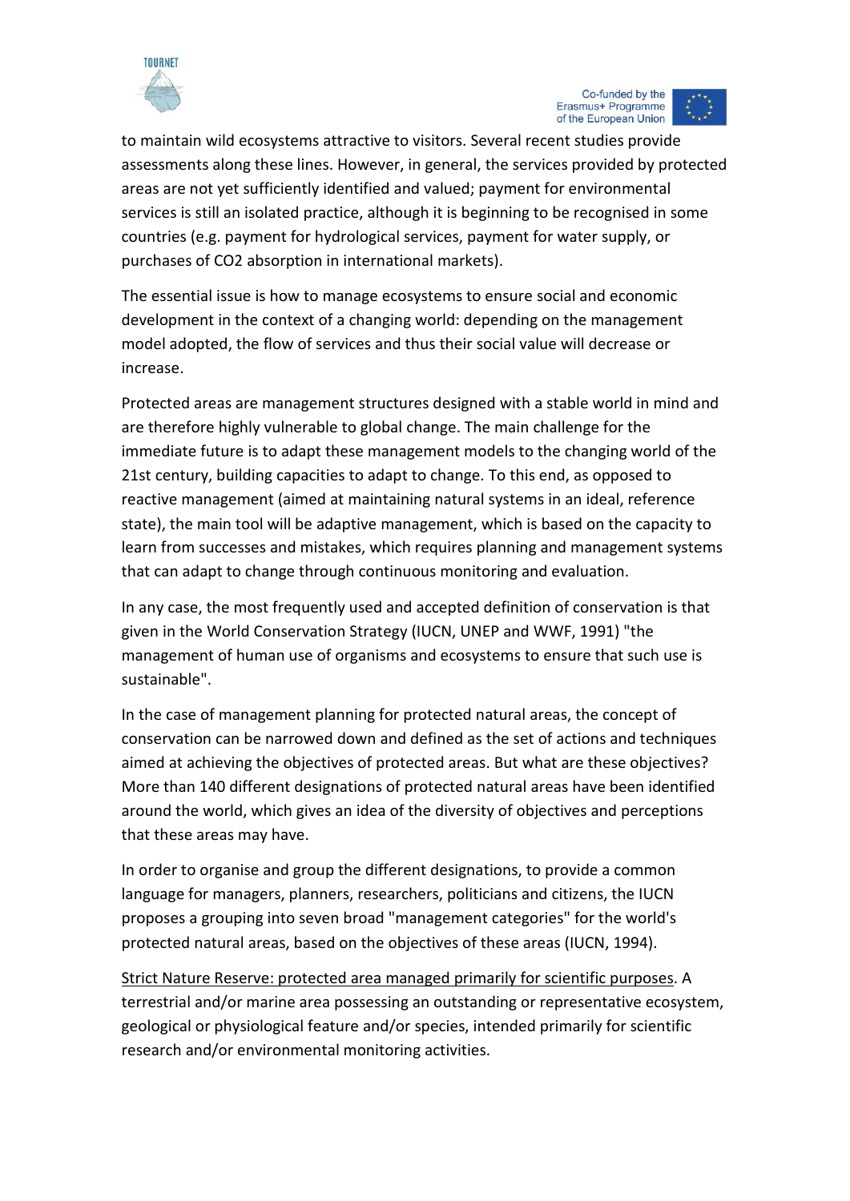to maintain wild ecosystems attractive to visitors. Several recent studies provide assessments along these lines. However, in general, the services provided by protected areas are not yet sufficiently identified and valued; payment for environmental services is still an isolated practice, although it is beginning to be recognised in some countries (e.g. payment for hydrological services, payment for water supply, or purchases of $CO_2$ absorption in international markets).

The essential issue is how to manage ecosystems to ensure social and economic development in the context of a changing world: depending on the management model adopted, the flow of services and thus their social value will decrease or increase.

Protected areas are management structures designed with a stable world in mind and are therefore highly vulnerable to global change. The main challenge for the immediate future is to adapt these management models to the changing world of the 21st century, building capacities to adapt to change. To this end, as opposed to reactive management (aimed at maintaining natural systems in an ideal, reference state), the main tool will be adaptive management, which is based on the capacity to learn from successes and mistakes, which requires planning and management systems that can adapt to change through continuous monitoring and evaluation.

In any case, the most frequently used and accepted definition of conservation is that given in the World Conservation Strategy (IUCN, UNEP and WWF, 1991) "the management of human use of organisms and ecosystems to ensure that such use is sustainable".

In the case of management planning for protected natural areas, the concept of conservation can be narrowed down and defined as the set of actions and techniques aimed at achieving the objectives of protected areas. But what are these objectives? More than 140 different designations of protected natural areas have been identified around the world, which gives an idea of the diversity of objectives and perceptions that these areas may have.

In order to organise and group the different designations, to provide a common language for managers, planners, researchers, politicians and citizens, the IUCN proposes a grouping into seven broad "management categories" for the world's protected natural areas, based on the objectives of these areas (IUCN, 1994).

<u>Strict Nature Reserve: protected area managed primarily for scientific purposes</u>. A terrestrial and/or marine area possessing an outstanding or representative ecosystem, geological or physiological feature and/or species, intended primarily for scientific research and/or environmental monitoring activities.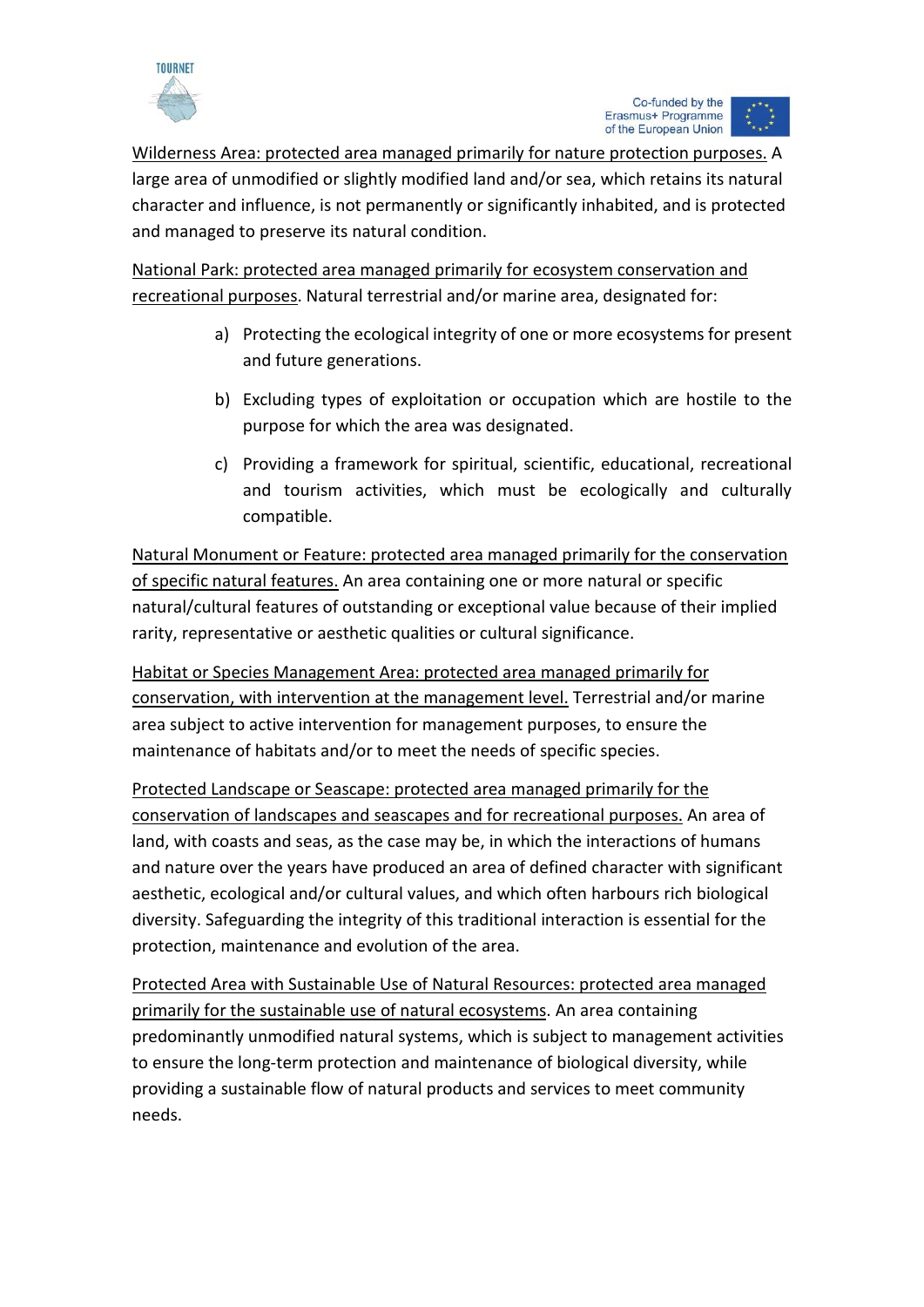Wilderness Area: protected area managed primarily for nature protection purposes. A large area of unmodified or slightly modified land and/or sea, which retains its natural character and influence, is not permanently or significantly inhabited, and is protected and managed to preserve its natural condition.

National Park: protected area managed primarily for ecosystem conservation and recreational purposes. Natural terrestrial and/or marine area, designated for:

a) Protecting the ecological integrity of one or more ecosystems for present and future generations.

b) Excluding types of exploitation or occupation which are hostile to the purpose for which the area was designated.

c) Providing a framework for spiritual, scientific, educational, recreational and tourism activities, which must be ecologically and culturally compatible.

Natural Monument or Feature: protected area managed primarily for the conservation of specific natural features. An area containing one or more natural or specific natural/cultural features of outstanding or exceptional value because of their implied rarity, representative or aesthetic qualities or cultural significance.

Habitat or Species Management Area: protected area managed primarily for conservation, with intervention at the management level. Terrestrial and/or marine area subject to active intervention for management purposes, to ensure the maintenance of habitats and/or to meet the needs of specific species.

Protected Landscape or Seascape: protected area managed primarily for the conservation of landscapes and seascapes and for recreational purposes. An area of land, with coasts and seas, as the case may be, in which the interactions of humans and nature over the years have produced an area of defined character with significant aesthetic, ecological and/or cultural values, and which often harbours rich biological diversity. Safeguarding the integrity of this traditional interaction is essential for the protection, maintenance and evolution of the area.

Protected Area with Sustainable Use of Natural Resources: protected area managed primarily for the sustainable use of natural ecosystems. An area containing predominantly unmodified natural systems, which is subject to management activities to ensure the long-term protection and maintenance of biological diversity, while providing a sustainable flow of natural products and services to meet community needs.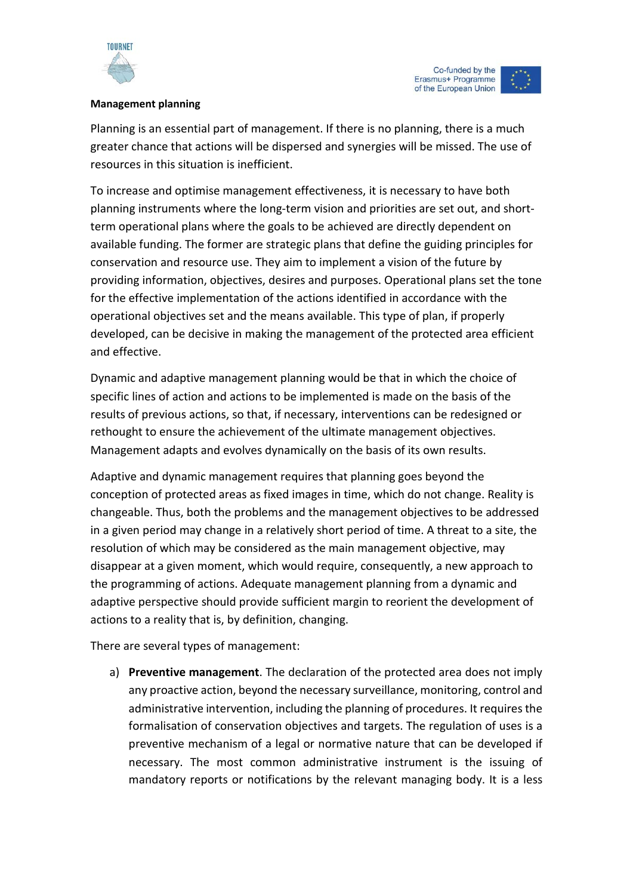**Management planning**

Planning is an essential part of management. If there is no planning, there is a much greater chance that actions will be dispersed and synergies will be missed. The use of resources in this situation is inefficient.

To increase and optimise management effectiveness, it is necessary to have both planning instruments where the long-term vision and priorities are set out, and short-term operational plans where the goals to be achieved are directly dependent on available funding. The former are strategic plans that define the guiding principles for conservation and resource use. They aim to implement a vision of the future by providing information, objectives, desires and purposes. Operational plans set the tone for the effective implementation of the actions identified in accordance with the operational objectives set and the means available. This type of plan, if properly developed, can be decisive in making the management of the protected area efficient and effective.

Dynamic and adaptive management planning would be that in which the choice of specific lines of action and actions to be implemented is made on the basis of the results of previous actions, so that, if necessary, interventions can be redesigned or rethought to ensure the achievement of the ultimate management objectives. Management adapts and evolves dynamically on the basis of its own results.

Adaptive and dynamic management requires that planning goes beyond the conception of protected areas as fixed images in time, which do not change. Reality is changeable. Thus, both the problems and the management objectives to be addressed in a given period may change in a relatively short period of time. A threat to a site, the resolution of which may be considered as the main management objective, may disappear at a given moment, which would require, consequently, a new approach to the programming of actions. Adequate management planning from a dynamic and adaptive perspective should provide sufficient margin to reorient the development of actions to a reality that is, by definition, changing.

There are several types of management:

a) **Preventive management**. The declaration of the protected area does not imply any proactive action, beyond the necessary surveillance, monitoring, control and administrative intervention, including the planning of procedures. It requires the formalisation of conservation objectives and targets. The regulation of uses is a preventive mechanism of a legal or normative nature that can be developed if necessary. The most common administrative instrument is the issuing of mandatory reports or notifications by the relevant managing body. It is a less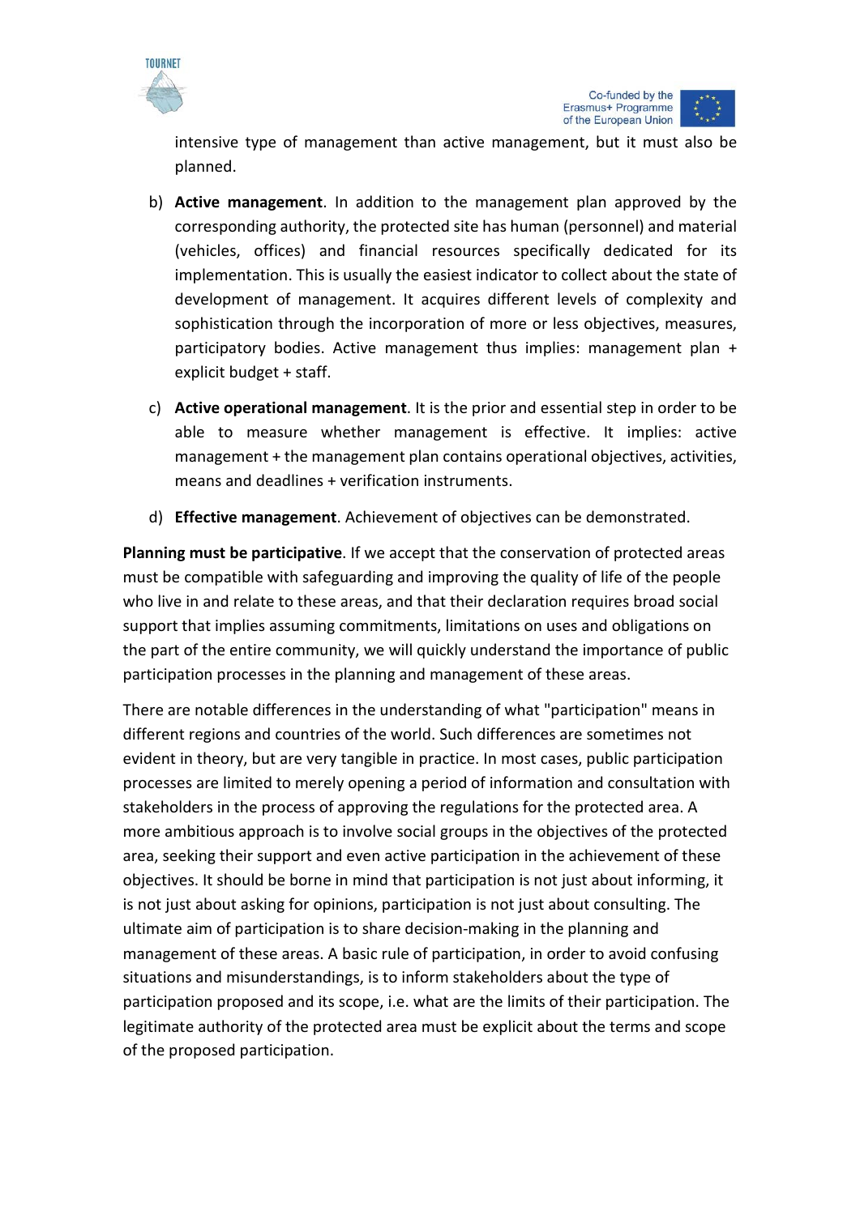intensive type of management than active management, but it must also be planned.

b) **Active management**. In addition to the management plan approved by the corresponding authority, the protected site has human (personnel) and material (vehicles, offices) and financial resources specifically dedicated for its implementation. This is usually the easiest indicator to collect about the state of development of management. It acquires different levels of complexity and sophistication through the incorporation of more or less objectives, measures, participatory bodies. Active management thus implies: management plan + explicit budget + staff.

c) **Active operational management**. It is the prior and essential step in order to be able to measure whether management is effective. It implies: active management + the management plan contains operational objectives, activities, means and deadlines + verification instruments.

d) **Effective management**. Achievement of objectives can be demonstrated.

**Planning must be participative**. If we accept that the conservation of protected areas must be compatible with safeguarding and improving the quality of life of the people who live in and relate to these areas, and that their declaration requires broad social support that implies assuming commitments, limitations on uses and obligations on the part of the entire community, we will quickly understand the importance of public participation processes in the planning and management of these areas.

There are notable differences in the understanding of what "participation" means in different regions and countries of the world. Such differences are sometimes not evident in theory, but are very tangible in practice. In most cases, public participation processes are limited to merely opening a period of information and consultation with stakeholders in the process of approving the regulations for the protected area. A more ambitious approach is to involve social groups in the objectives of the protected area, seeking their support and even active participation in the achievement of these objectives. It should be borne in mind that participation is not just about informing, it is not just about asking for opinions, participation is not just about consulting. The ultimate aim of participation is to share decision-making in the planning and management of these areas. A basic rule of participation, in order to avoid confusing situations and misunderstandings, is to inform stakeholders about the type of participation proposed and its scope, i.e. what are the limits of their participation. The legitimate authority of the protected area must be explicit about the terms and scope of the proposed participation.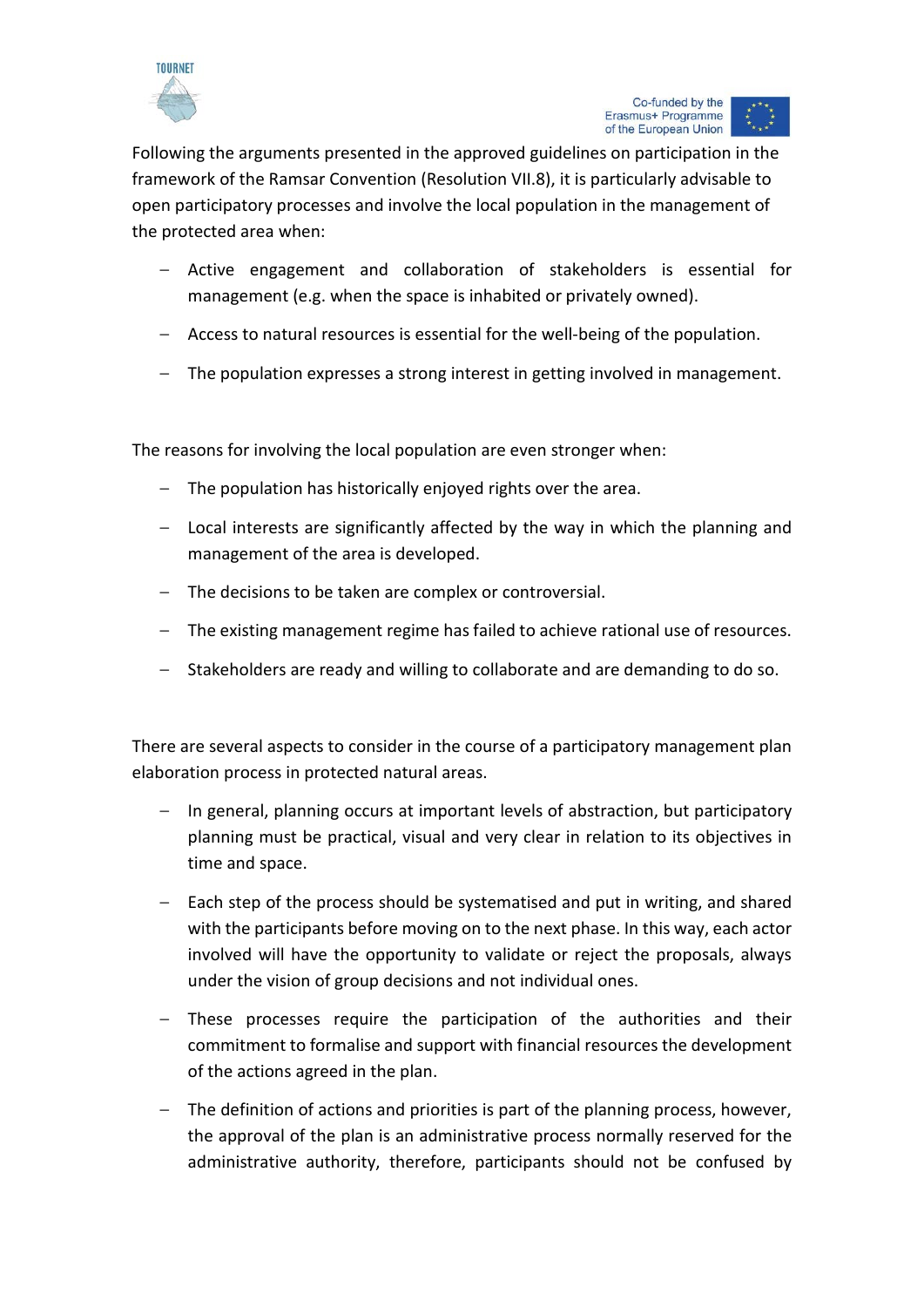Following the arguments presented in the approved guidelines on participation in the framework of the Ramsar Convention (Resolution VII.8), it is particularly advisable to open participatory processes and involve the local population in the management of the protected area when:

- Active engagement and collaboration of stakeholders is essential for management (e.g. when the space is inhabited or privately owned).
- Access to natural resources is essential for the well-being of the population.
- The population expresses a strong interest in getting involved in management.

The reasons for involving the local population are even stronger when:

- The population has historically enjoyed rights over the area.
- Local interests are significantly affected by the way in which the planning and management of the area is developed.
- The decisions to be taken are complex or controversial.
- The existing management regime has failed to achieve rational use of resources.
- Stakeholders are ready and willing to collaborate and are demanding to do so.

There are several aspects to consider in the course of a participatory management plan elaboration process in protected natural areas.

- In general, planning occurs at important levels of abstraction, but participatory planning must be practical, visual and very clear in relation to its objectives in time and space.
- Each step of the process should be systematised and put in writing, and shared with the participants before moving on to the next phase. In this way, each actor involved will have the opportunity to validate or reject the proposals, always under the vision of group decisions and not individual ones.
- These processes require the participation of the authorities and their commitment to formalise and support with financial resources the development of the actions agreed in the plan.
- The definition of actions and priorities is part of the planning process, however, the approval of the plan is an administrative process normally reserved for the administrative authority, therefore, participants should not be confused by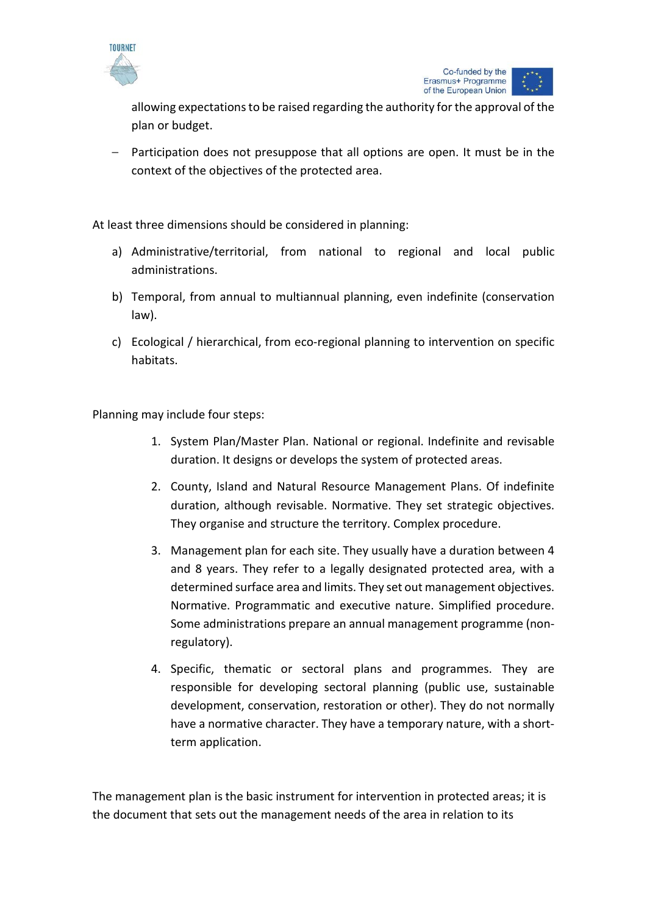allowing expectations to be raised regarding the authority for the approval of the plan or budget.

- Participation does not presuppose that all options are open. It must be in the context of the objectives of the protected area.

At least three dimensions should be considered in planning:

a) Administrative/territorial, from national to regional and local public administrations.

b) Temporal, from annual to multiannual planning, even indefinite (conservation law).

c) Ecological / hierarchical, from eco-regional planning to intervention on specific habitats.

Planning may include four steps:

1. System Plan/Master Plan. National or regional. Indefinite and revisable duration. It designs or develops the system of protected areas.

2. County, Island and Natural Resource Management Plans. Of indefinite duration, although revisable. Normative. They set strategic objectives. They organise and structure the territory. Complex procedure.

3. Management plan for each site. They usually have a duration between 4 and 8 years. They refer to a legally designated protected area, with a determined surface area and limits. They set out management objectives. Normative. Programmatic and executive nature. Simplified procedure. Some administrations prepare an annual management programme (non-regulatory).

4. Specific, thematic or sectoral plans and programmes. They are responsible for developing sectoral planning (public use, sustainable development, conservation, restoration or other). They do not normally have a normative character. They have a temporary nature, with a short-term application.

The management plan is the basic instrument for intervention in protected areas; it is the document that sets out the management needs of the area in relation to its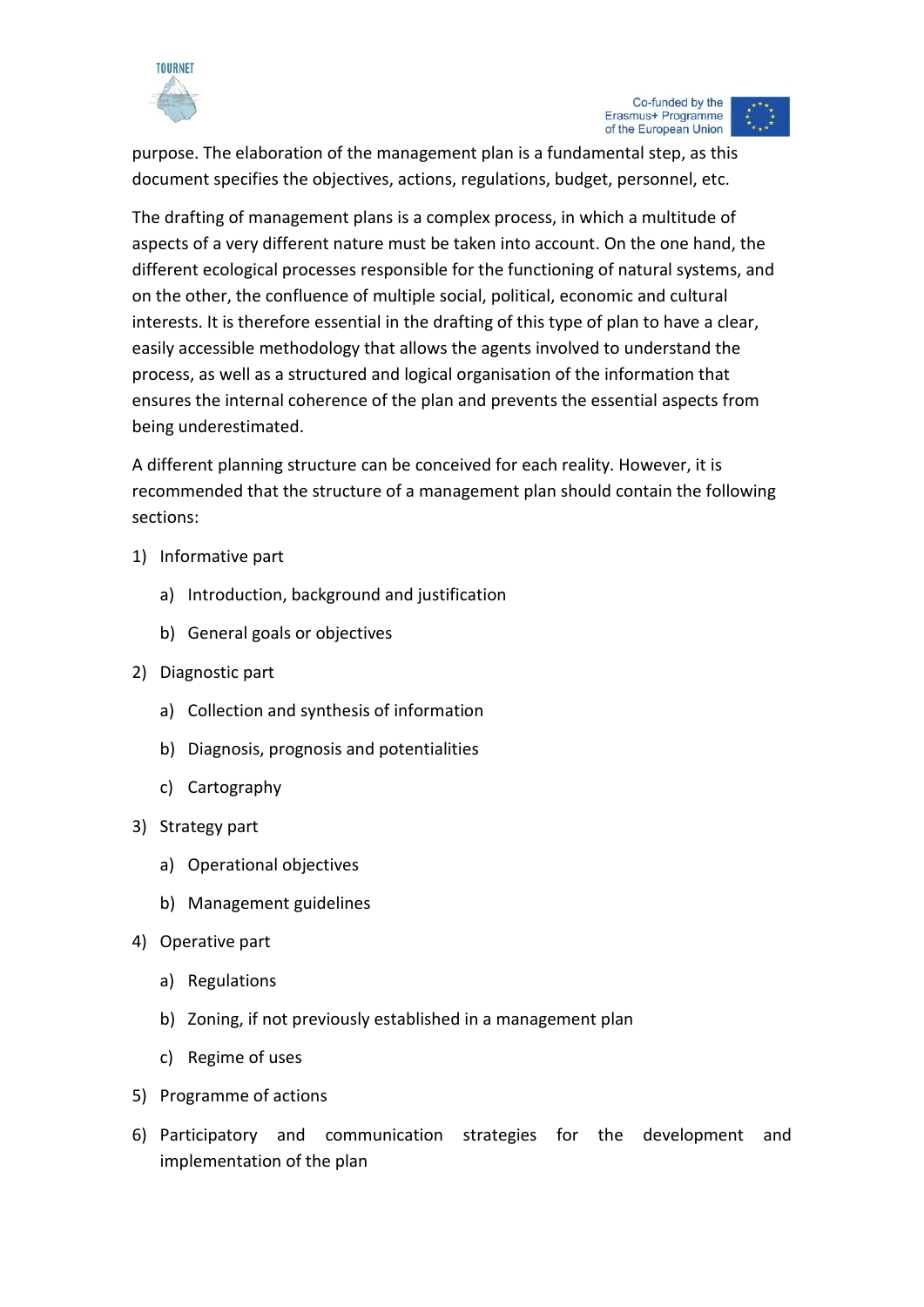purpose. The elaboration of the management plan is a fundamental step, as this document specifies the objectives, actions, regulations, budget, personnel, etc.

The drafting of management plans is a complex process, in which a multitude of aspects of a very different nature must be taken into account. On the one hand, the different ecological processes responsible for the functioning of natural systems, and on the other, the confluence of multiple social, political, economic and cultural interests. It is therefore essential in the drafting of this type of plan to have a clear, easily accessible methodology that allows the agents involved to understand the process, as well as a structured and logical organisation of the information that ensures the internal coherence of the plan and prevents the essential aspects from being underestimated.

A different planning structure can be conceived for each reality. However, it is recommended that the structure of a management plan should contain the following sections:

1) Informative part
    a) Introduction, background and justification
    b) General goals or objectives
2) Diagnostic part
    a) Collection and synthesis of information
    b) Diagnosis, prognosis and potentialities
    c) Cartography
3) Strategy part
    a) Operational objectives
    b) Management guidelines
4) Operative part
    a) Regulations
    b) Zoning, if not previously established in a management plan
    c) Regime of uses
5) Programme of actions
6) Participatory and communication strategies for the development and implementation of the plan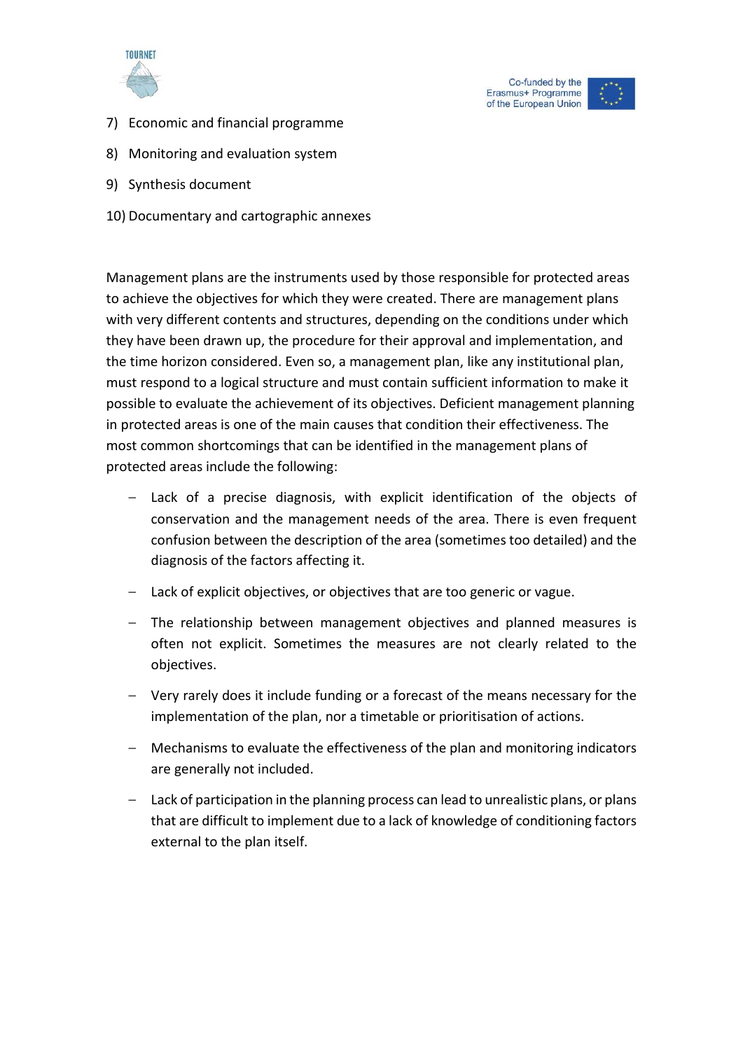7) Economic and financial programme

8) Monitoring and evaluation system

9) Synthesis document

10) Documentary and cartographic annexes

Management plans are the instruments used by those responsible for protected areas to achieve the objectives for which they were created. There are management plans with very different contents and structures, depending on the conditions under which they have been drawn up, the procedure for their approval and implementation, and the time horizon considered. Even so, a management plan, like any institutional plan, must respond to a logical structure and must contain sufficient information to make it possible to evaluate the achievement of its objectives. Deficient management planning in protected areas is one of the main causes that condition their effectiveness. The most common shortcomings that can be identified in the management plans of protected areas include the following:

- Lack of a precise diagnosis, with explicit identification of the objects of conservation and the management needs of the area. There is even frequent confusion between the description of the area (sometimes too detailed) and the diagnosis of the factors affecting it.
- Lack of explicit objectives, or objectives that are too generic or vague.
- The relationship between management objectives and planned measures is often not explicit. Sometimes the measures are not clearly related to the objectives.
- Very rarely does it include funding or a forecast of the means necessary for the implementation of the plan, nor a timetable or prioritisation of actions.
- Mechanisms to evaluate the effectiveness of the plan and monitoring indicators are generally not included.
- Lack of participation in the planning process can lead to unrealistic plans, or plans that are difficult to implement due to a lack of knowledge of conditioning factors external to the plan itself.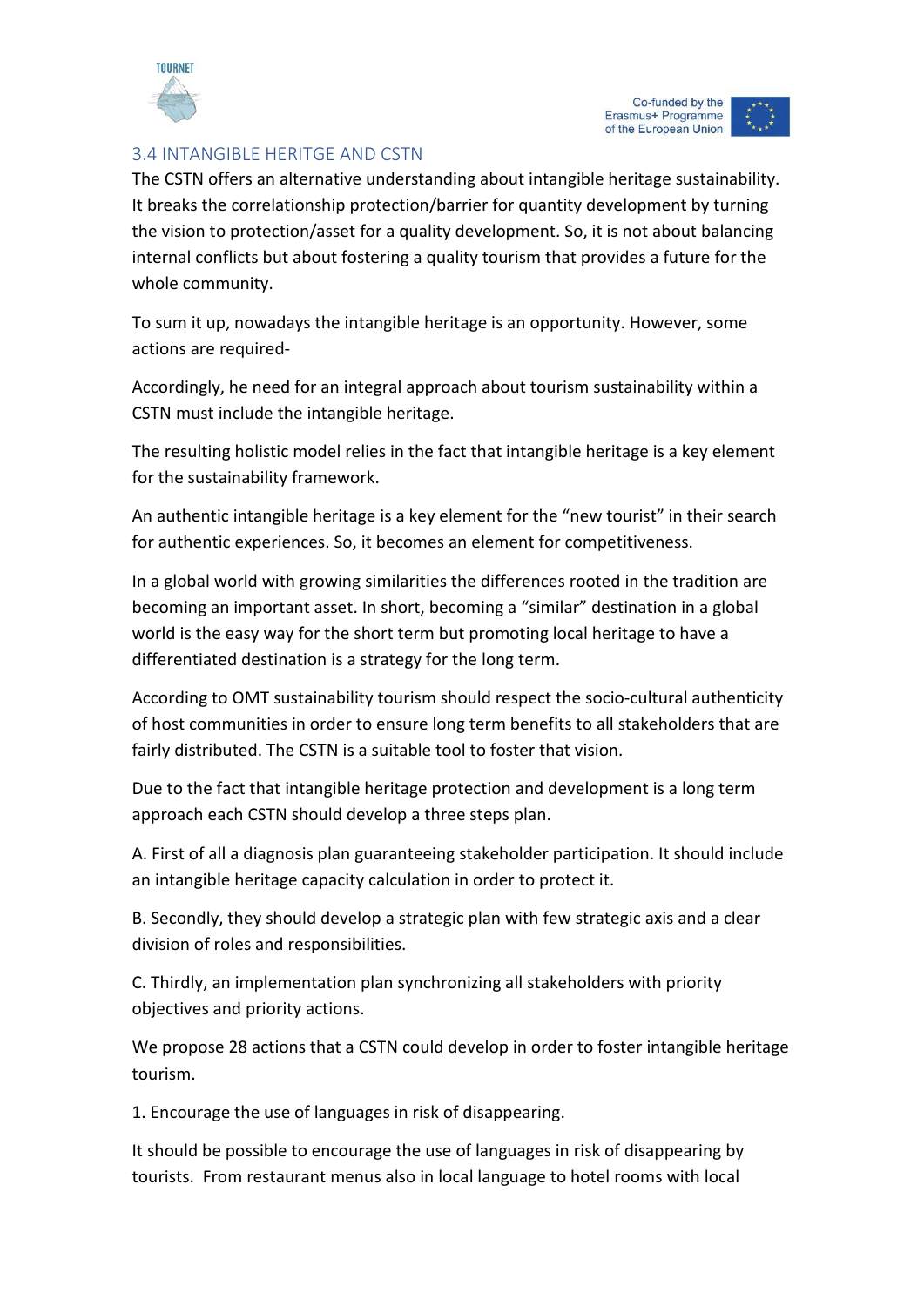### 3.4 INTANGIBLE HERITGE AND CSTN

The CSTN offers an alternative understanding about intangible heritage sustainability. It breaks the correlationship protection/barrier for quantity development by turning the vision to protection/asset for a quality development. So, it is not about balancing internal conflicts but about fostering a quality tourism that provides a future for the whole community.

To sum it up, nowadays the intangible heritage is an opportunity. However, some actions are required-

Accordingly, he need for an integral approach about tourism sustainability within a CSTN must include the intangible heritage.

The resulting holistic model relies in the fact that intangible heritage is a key element for the sustainability framework.

An authentic intangible heritage is a key element for the "new tourist" in their search for authentic experiences. So, it becomes an element for competitiveness.

In a global world with growing similarities the differences rooted in the tradition are becoming an important asset. In short, becoming a "similar" destination in a global world is the easy way for the short term but promoting local heritage to have a differentiated destination is a strategy for the long term.

According to OMT sustainability tourism should respect the socio-cultural authenticity of host communities in order to ensure long term benefits to all stakeholders that are fairly distributed. The CSTN is a suitable tool to foster that vision.

Due to the fact that intangible heritage protection and development is a long term approach each CSTN should develop a three steps plan.

A. First of all a diagnosis plan guaranteeing stakeholder participation. It should include an intangible heritage capacity calculation in order to protect it.

B. Secondly, they should develop a strategic plan with few strategic axis and a clear division of roles and responsibilities.

C. Thirdly, an implementation plan synchronizing all stakeholders with priority objectives and priority actions.

We propose 28 actions that a CSTN could develop in order to foster intangible heritage tourism.

1. Encourage the use of languages in risk of disappearing.

It should be possible to encourage the use of languages in risk of disappearing by tourists. From restaurant menus also in local language to hotel rooms with local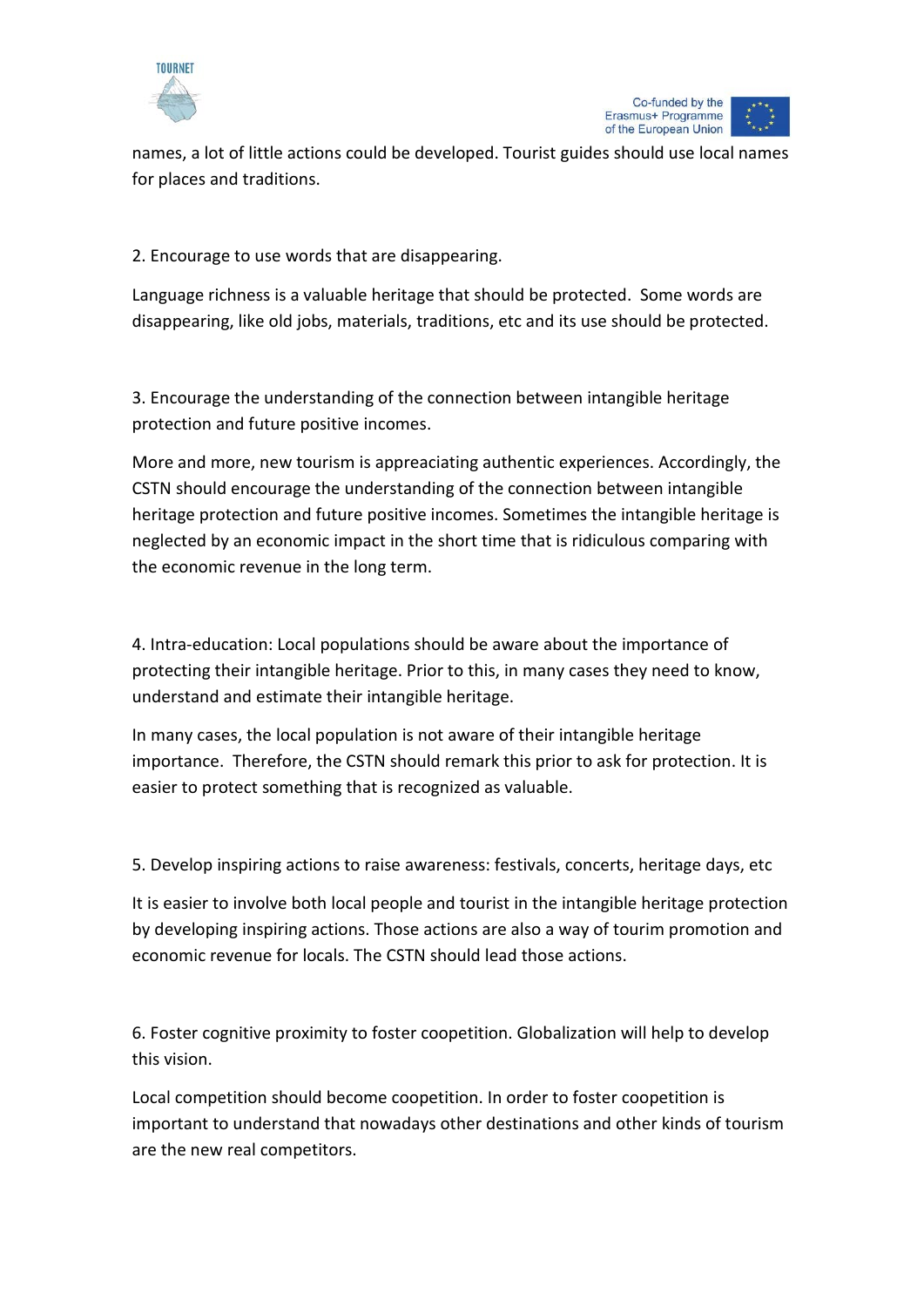names, a lot of little actions could be developed. Tourist guides should use local names for places and traditions.

2. Encourage to use words that are disappearing.

Language richness is a valuable heritage that should be protected. Some words are disappearing, like old jobs, materials, traditions, etc and its use should be protected.

3. Encourage the understanding of the connection between intangible heritage protection and future positive incomes.

More and more, new tourism is appreaciating authentic experiences. Accordingly, the CSTN should encourage the understanding of the connection between intangible heritage protection and future positive incomes. Sometimes the intangible heritage is neglected by an economic impact in the short time that is ridiculous comparing with the economic revenue in the long term.

4. Intra-education: Local populations should be aware about the importance of protecting their intangible heritage. Prior to this, in many cases they need to know, understand and estimate their intangible heritage.

In many cases, the local population is not aware of their intangible heritage importance. Therefore, the CSTN should remark this prior to ask for protection. It is easier to protect something that is recognized as valuable.

5. Develop inspiring actions to raise awareness: festivals, concerts, heritage days, etc

It is easier to involve both local people and tourist in the intangible heritage protection by developing inspiring actions. Those actions are also a way of tourim promotion and economic revenue for locals. The CSTN should lead those actions.

6. Foster cognitive proximity to foster coopetition. Globalization will help to develop this vision.

Local competition should become coopetition. In order to foster coopetition is important to understand that nowadays other destinations and other kinds of tourism are the new real competitors.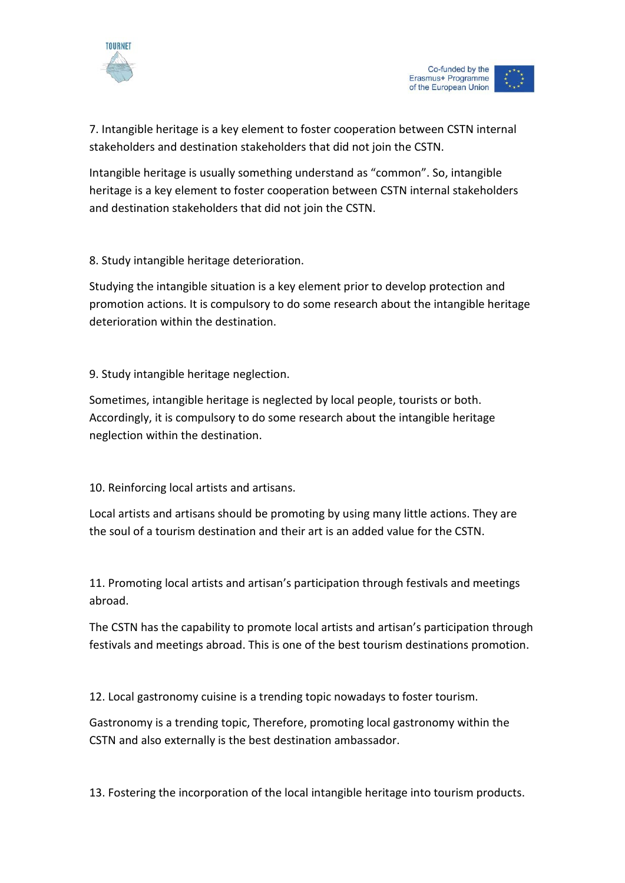7. Intangible heritage is a key element to foster cooperation between CSTN internal stakeholders and destination stakeholders that did not join the CSTN.

Intangible heritage is usually something understand as "common". So, intangible heritage is a key element to foster cooperation between CSTN internal stakeholders and destination stakeholders that did not join the CSTN.

8. Study intangible heritage deterioration.

Studying the intangible situation is a key element prior to develop protection and promotion actions. It is compulsory to do some research about the intangible heritage deterioration within the destination.

9. Study intangible heritage neglection.

Sometimes, intangible heritage is neglected by local people, tourists or both. Accordingly, it is compulsory to do some research about the intangible heritage neglection within the destination.

10. Reinforcing local artists and artisans.

Local artists and artisans should be promoting by using many little actions. They are the soul of a tourism destination and their art is an added value for the CSTN.

11. Promoting local artists and artisan's participation through festivals and meetings abroad.

The CSTN has the capability to promote local artists and artisan's participation through festivals and meetings abroad. This is one of the best tourism destinations promotion.

12. Local gastronomy cuisine is a trending topic nowadays to foster tourism.

Gastronomy is a trending topic, Therefore, promoting local gastronomy within the CSTN and also externally is the best destination ambassador.

13. Fostering the incorporation of the local intangible heritage into tourism products.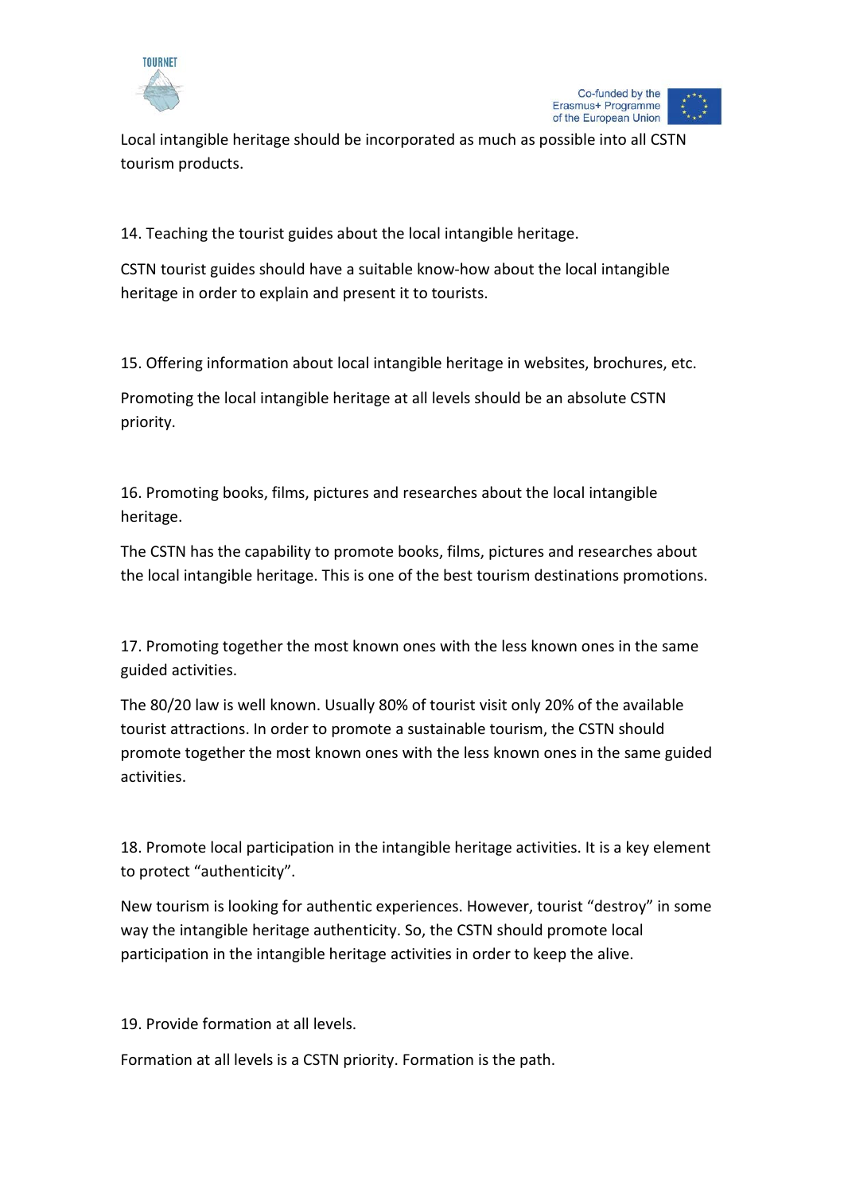Local intangible heritage should be incorporated as much as possible into all CSTN tourism products.

14. Teaching the tourist guides about the local intangible heritage.

CSTN tourist guides should have a suitable know-how about the local intangible heritage in order to explain and present it to tourists.

15. Offering information about local intangible heritage in websites, brochures, etc.

Promoting the local intangible heritage at all levels should be an absolute CSTN priority.

16. Promoting books, films, pictures and researches about the local intangible heritage.

The CSTN has the capability to promote books, films, pictures and researches about the local intangible heritage. This is one of the best tourism destinations promotions.

17. Promoting together the most known ones with the less known ones in the same guided activities.

The 80/20 law is well known. Usually 80% of tourist visit only 20% of the available tourist attractions. In order to promote a sustainable tourism, the CSTN should promote together the most known ones with the less known ones in the same guided activities.

18. Promote local participation in the intangible heritage activities. It is a key element to protect "authenticity".

New tourism is looking for authentic experiences. However, tourist "destroy" in some way the intangible heritage authenticity. So, the CSTN should promote local participation in the intangible heritage activities in order to keep the alive.

19. Provide formation at all levels.

Formation at all levels is a CSTN priority. Formation is the path.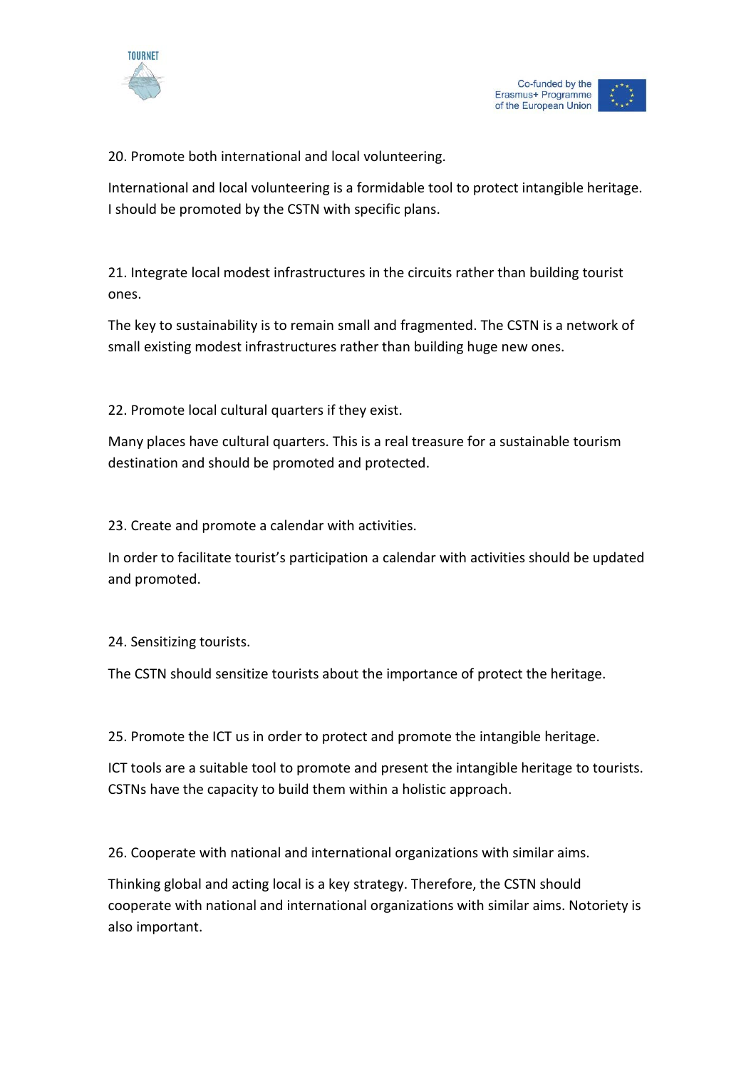20. Promote both international and local volunteering.

International and local volunteering is a formidable tool to protect intangible heritage. I should be promoted by the CSTN with specific plans.

21. Integrate local modest infrastructures in the circuits rather than building tourist ones.

The key to sustainability is to remain small and fragmented. The CSTN is a network of small existing modest infrastructures rather than building huge new ones.

22. Promote local cultural quarters if they exist.

Many places have cultural quarters. This is a real treasure for a sustainable tourism destination and should be promoted and protected.

23. Create and promote a calendar with activities.

In order to facilitate tourist's participation a calendar with activities should be updated and promoted.

24. Sensitizing tourists.

The CSTN should sensitize tourists about the importance of protect the heritage.

25. Promote the ICT us in order to protect and promote the intangible heritage.

ICT tools are a suitable tool to promote and present the intangible heritage to tourists. CSTNs have the capacity to build them within a holistic approach.

26. Cooperate with national and international organizations with similar aims.

Thinking global and acting local is a key strategy. Therefore, the CSTN should cooperate with national and international organizations with similar aims. Notoriety is also important.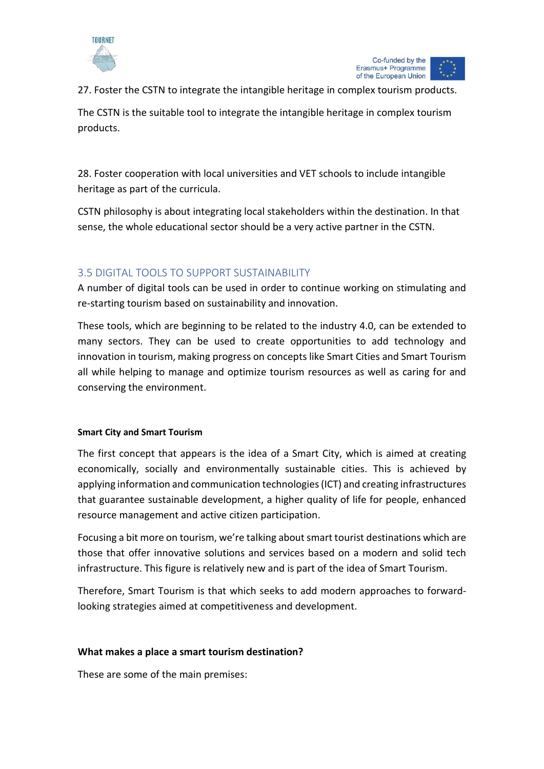27. Foster the CSTN to integrate the intangible heritage in complex tourism products.

The CSTN is the suitable tool to integrate the intangible heritage in complex tourism products.

28. Foster cooperation with local universities and VET schools to include intangible heritage as part of the curricula.

CSTN philosophy is about integrating local stakeholders within the destination. In that sense, the whole educational sector should be a very active partner in the CSTN.

## 3.5 DIGITAL TOOLS TO SUPPORT SUSTAINABILITY

A number of digital tools can be used in order to continue working on stimulating and re-starting tourism based on sustainability and innovation.

These tools, which are beginning to be related to the industry 4.0, can be extended to many sectors. They can be used to create opportunities to add technology and innovation in tourism, making progress on concepts like Smart Cities and Smart Tourism all while helping to manage and optimize tourism resources as well as caring for and conserving the environment.

**Smart City and Smart Tourism**

The first concept that appears is the idea of a Smart City, which is aimed at creating economically, socially and environmentally sustainable cities. This is achieved by applying information and communication technologies (ICT) and creating infrastructures that guarantee sustainable development, a higher quality of life for people, enhanced resource management and active citizen participation.

Focusing a bit more on tourism, we're talking about smart tourist destinations which are those that offer innovative solutions and services based on a modern and solid tech infrastructure. This figure is relatively new and is part of the idea of Smart Tourism.

Therefore, Smart Tourism is that which seeks to add modern approaches to forward-looking strategies aimed at competitiveness and development.

**What makes a place a smart tourism destination?**

These are some of the main premises: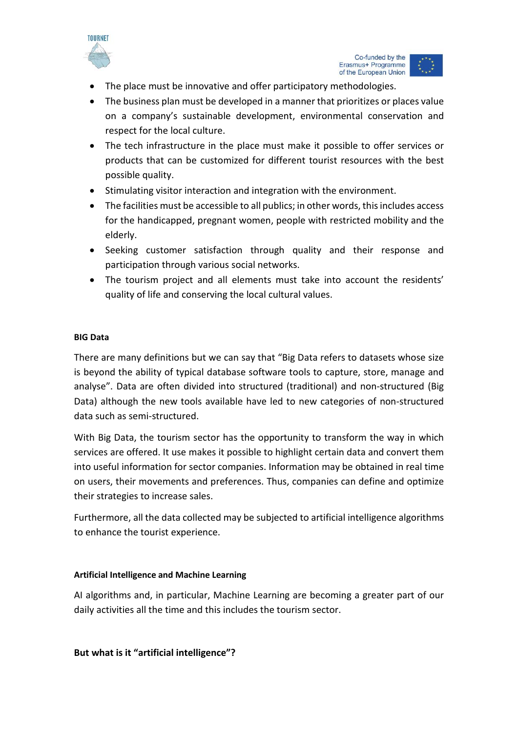- The place must be innovative and offer participatory methodologies.
- The business plan must be developed in a manner that prioritizes or places value on a company's sustainable development, environmental conservation and respect for the local culture.
- The tech infrastructure in the place must make it possible to offer services or products that can be customized for different tourist resources with the best possible quality.
- Stimulating visitor interaction and integration with the environment.
- The facilities must be accessible to all publics; in other words, this includes access for the handicapped, pregnant women, people with restricted mobility and the elderly.
- Seeking customer satisfaction through quality and their response and participation through various social networks.
- The tourism project and all elements must take into account the residents' quality of life and conserving the local cultural values.

**BIG Data**

There are many definitions but we can say that "Big Data refers to datasets whose size is beyond the ability of typical database software tools to capture, store, manage and analyse". Data are often divided into structured (traditional) and non-structured (Big Data) although the new tools available have led to new categories of non-structured data such as semi-structured.

With Big Data, the tourism sector has the opportunity to transform the way in which services are offered. It use makes it possible to highlight certain data and convert them into useful information for sector companies. Information may be obtained in real time on users, their movements and preferences. Thus, companies can define and optimize their strategies to increase sales.

Furthermore, all the data collected may be subjected to artificial intelligence algorithms to enhance the tourist experience.

**Artificial Intelligence and Machine Learning**

AI algorithms and, in particular, Machine Learning are becoming a greater part of our daily activities all the time and this includes the tourism sector.

**But what is it "artificial intelligence"?**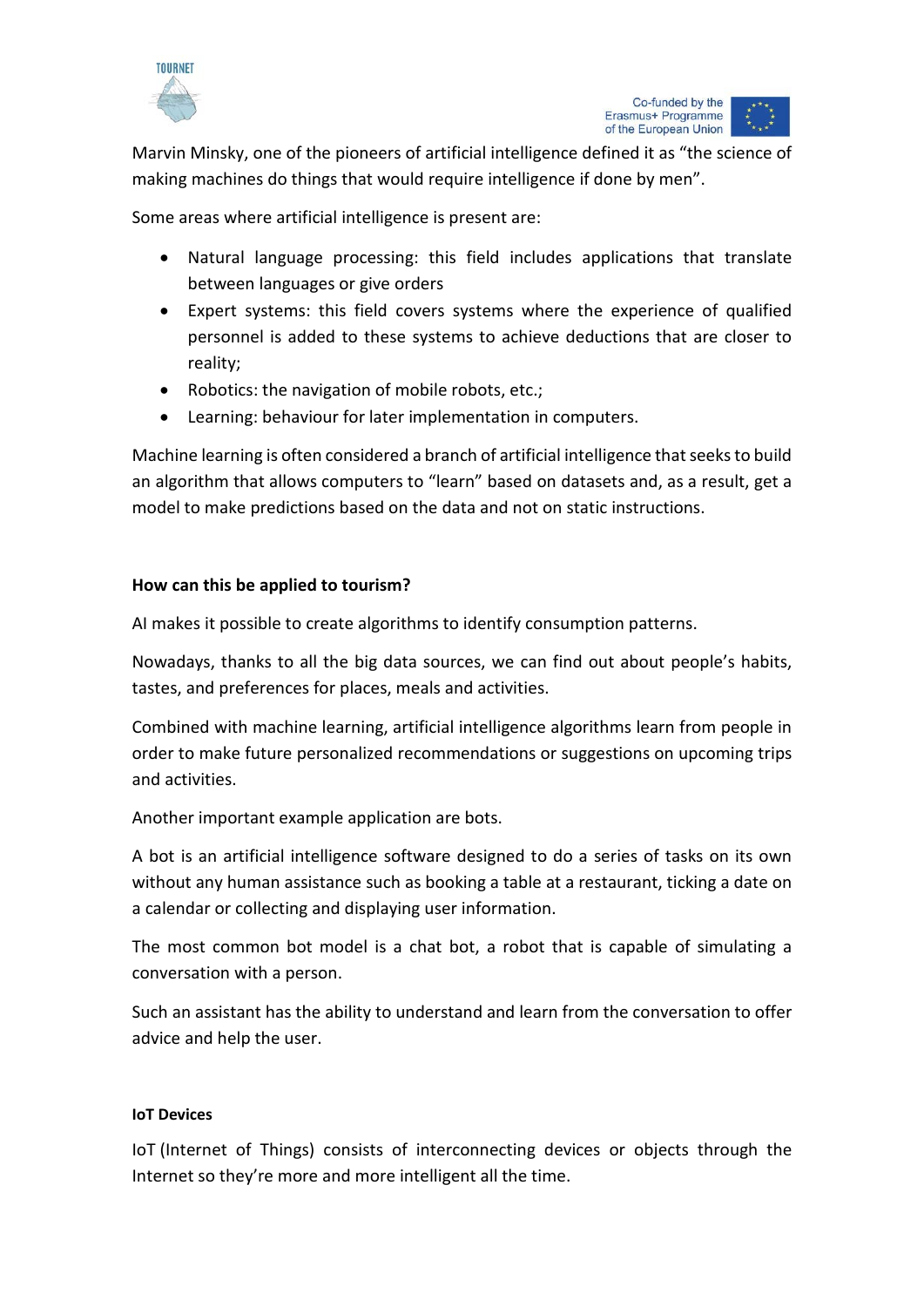Marvin Minsky, one of the pioneers of artificial intelligence defined it as "the science of making machines do things that would require intelligence if done by men".

Some areas where artificial intelligence is present are:

- Natural language processing: this field includes applications that translate between languages or give orders
- Expert systems: this field covers systems where the experience of qualified personnel is added to these systems to achieve deductions that are closer to reality;
- Robotics: the navigation of mobile robots, etc.;
- Learning: behaviour for later implementation in computers.

Machine learning is often considered a branch of artificial intelligence that seeks to build an algorithm that allows computers to "learn" based on datasets and, as a result, get a model to make predictions based on the data and not on static instructions.

**How can this be applied to tourism?**

AI makes it possible to create algorithms to identify consumption patterns.

Nowadays, thanks to all the big data sources, we can find out about people's habits, tastes, and preferences for places, meals and activities.

Combined with machine learning, artificial intelligence algorithms learn from people in order to make future personalized recommendations or suggestions on upcoming trips and activities.

Another important example application are bots.

A bot is an artificial intelligence software designed to do a series of tasks on its own without any human assistance such as booking a table at a restaurant, ticking a date on a calendar or collecting and displaying user information.

The most common bot model is a chat bot, a robot that is capable of simulating a conversation with a person.

Such an assistant has the ability to understand and learn from the conversation to offer advice and help the user.

**IoT Devices**

IoT (Internet of Things) consists of interconnecting devices or objects through the Internet so they're more and more intelligent all the time.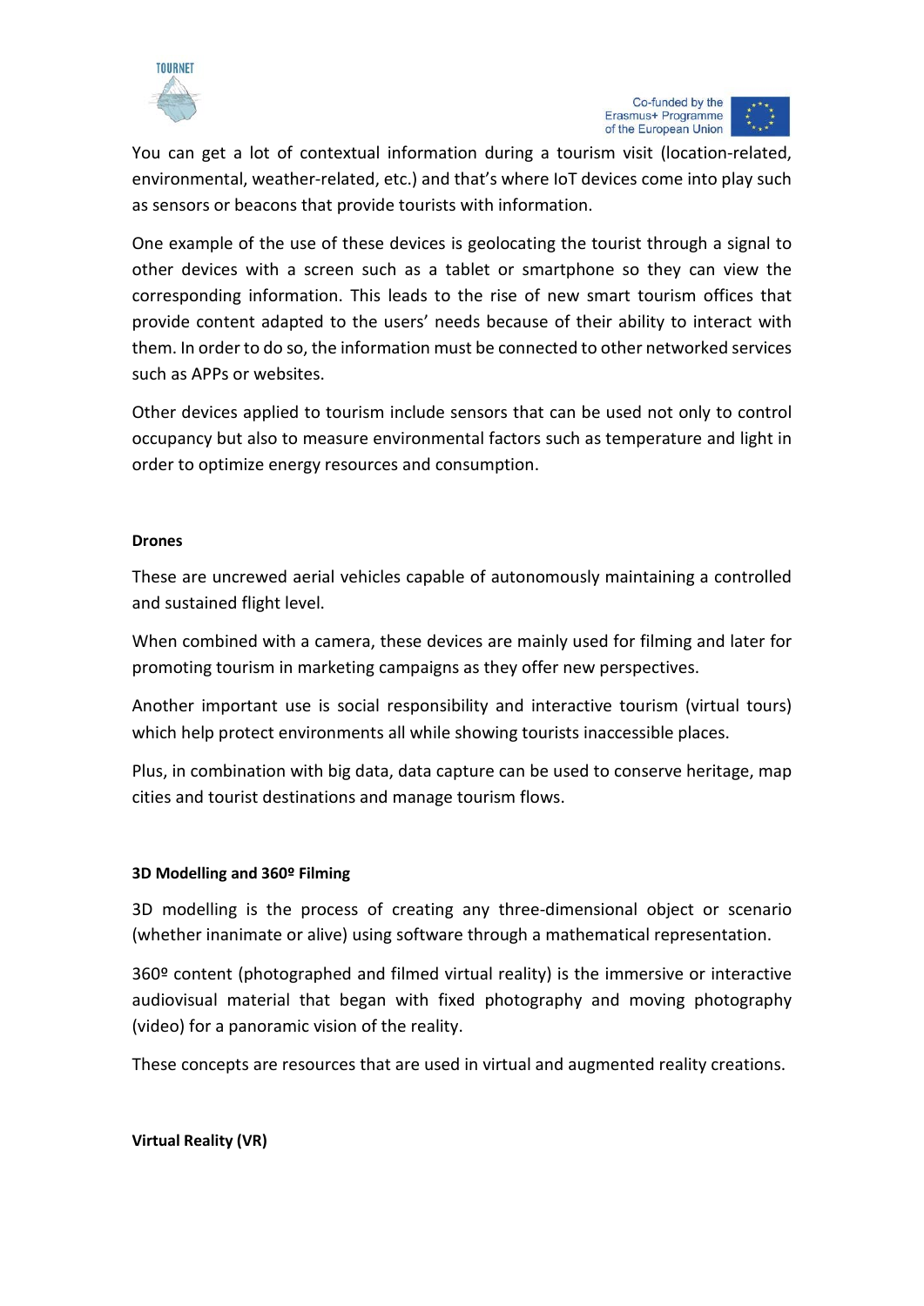You can get a lot of contextual information during a tourism visit (location-related, environmental, weather-related, etc.) and that's where IoT devices come into play such as sensors or beacons that provide tourists with information.

One example of the use of these devices is geolocating the tourist through a signal to other devices with a screen such as a tablet or smartphone so they can view the corresponding information. This leads to the rise of new smart tourism offices that provide content adapted to the users' needs because of their ability to interact with them. In order to do so, the information must be connected to other networked services such as APPs or websites.

Other devices applied to tourism include sensors that can be used not only to control occupancy but also to measure environmental factors such as temperature and light in order to optimize energy resources and consumption.

**Drones**

These are uncrewed aerial vehicles capable of autonomously maintaining a controlled and sustained flight level.

When combined with a camera, these devices are mainly used for filming and later for promoting tourism in marketing campaigns as they offer new perspectives.

Another important use is social responsibility and interactive tourism (virtual tours) which help protect environments all while showing tourists inaccessible places.

Plus, in combination with big data, data capture can be used to conserve heritage, map cities and tourist destinations and manage tourism flows.

**3D Modelling and 360º Filming**

3D modelling is the process of creating any three-dimensional object or scenario (whether inanimate or alive) using software through a mathematical representation.

360º content (photographed and filmed virtual reality) is the immersive or interactive audiovisual material that began with fixed photography and moving photography (video) for a panoramic vision of the reality.

These concepts are resources that are used in virtual and augmented reality creations.

**Virtual Reality (VR)**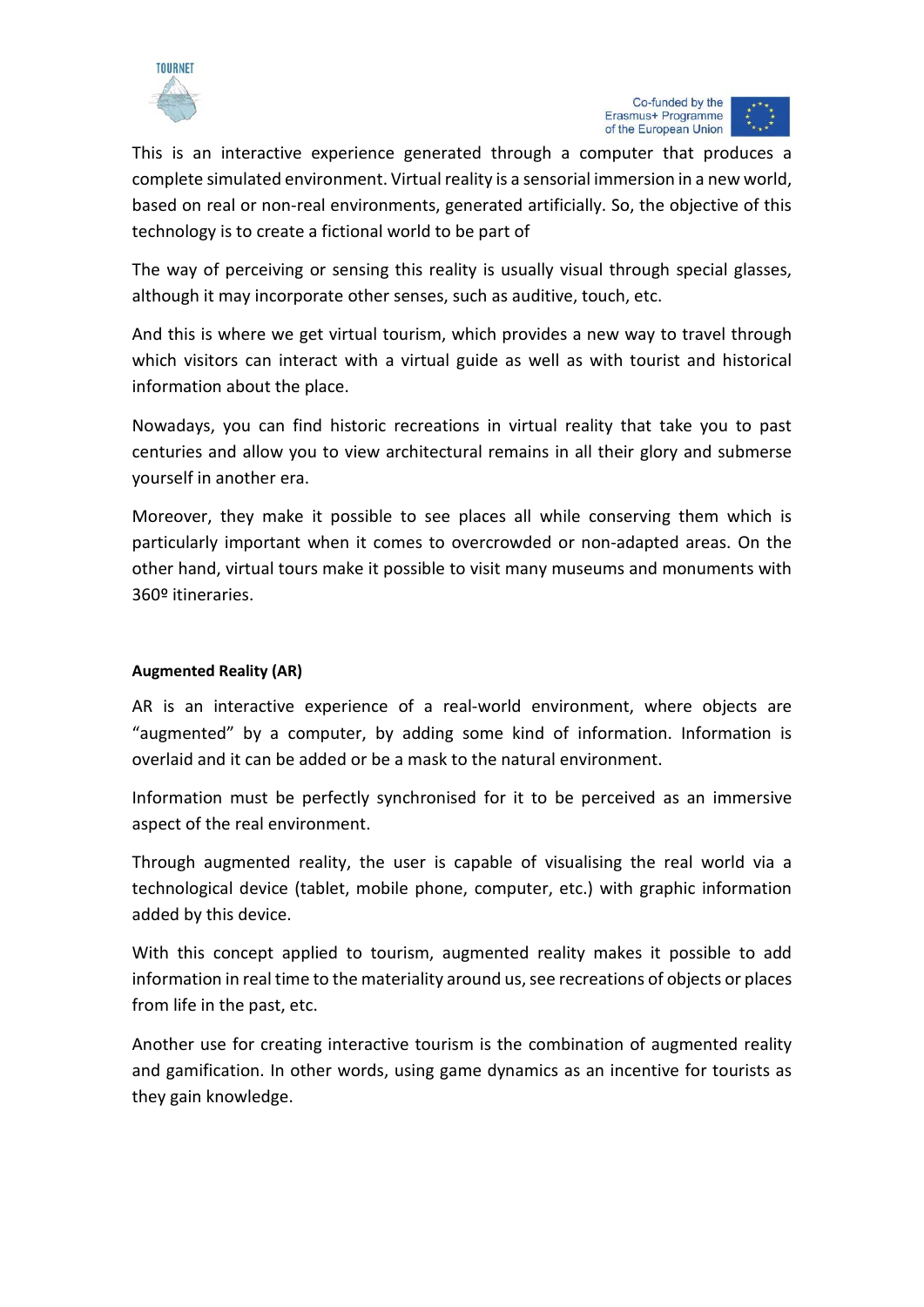This is an interactive experience generated through a computer that produces a complete simulated environment. Virtual reality is a sensorial immersion in a new world, based on real or non-real environments, generated artificially. So, the objective of this technology is to create a fictional world to be part of

The way of perceiving or sensing this reality is usually visual through special glasses, although it may incorporate other senses, such as auditive, touch, etc.

And this is where we get virtual tourism, which provides a new way to travel through which visitors can interact with a virtual guide as well as with tourist and historical information about the place.

Nowadays, you can find historic recreations in virtual reality that take you to past centuries and allow you to view architectural remains in all their glory and submerse yourself in another era.

Moreover, they make it possible to see places all while conserving them which is particularly important when it comes to overcrowded or non-adapted areas. On the other hand, virtual tours make it possible to visit many museums and monuments with 360º itineraries.

**Augmented Reality (AR)**

AR is an interactive experience of a real-world environment, where objects are "augmented" by a computer, by adding some kind of information. Information is overlaid and it can be added or be a mask to the natural environment.

Information must be perfectly synchronised for it to be perceived as an immersive aspect of the real environment.

Through augmented reality, the user is capable of visualising the real world via a technological device (tablet, mobile phone, computer, etc.) with graphic information added by this device.

With this concept applied to tourism, augmented reality makes it possible to add information in real time to the materiality around us, see recreations of objects or places from life in the past, etc.

Another use for creating interactive tourism is the combination of augmented reality and gamification. In other words, using game dynamics as an incentive for tourists as they gain knowledge.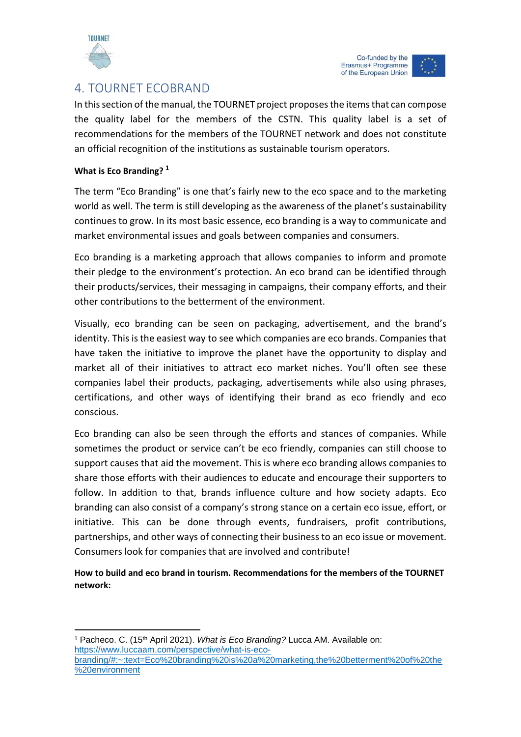# 4. TOURNET ECOBRAND

In this section of the manual, the TOURNET project proposes the items that can compose the quality label for the members of the CSTN. This quality label is a set of recommendations for the members of the TOURNET network and does not constitute an official recognition of the institutions as sustainable tourism operators.

**What is Eco Branding? [1]**

The term "Eco Branding" is one that's fairly new to the eco space and to the marketing world as well. The term is still developing as the awareness of the planet's sustainability continues to grow. In its most basic essence, eco branding is a way to communicate and market environmental issues and goals between companies and consumers.

Eco branding is a marketing approach that allows companies to inform and promote their pledge to the environment's protection. An eco brand can be identified through their products/services, their messaging in campaigns, their company efforts, and their other contributions to the betterment of the environment.

Visually, eco branding can be seen on packaging, advertisement, and the brand's identity. This is the easiest way to see which companies are eco brands. Companies that have taken the initiative to improve the planet have the opportunity to display and market all of their initiatives to attract eco market niches. You'll often see these companies label their products, packaging, advertisements while also using phrases, certifications, and other ways of identifying their brand as eco friendly and eco conscious.

Eco branding can also be seen through the efforts and stances of companies. While sometimes the product or service can't be eco friendly, companies can still choose to support causes that aid the movement. This is where eco branding allows companies to share those efforts with their audiences to educate and encourage their supporters to follow. In addition to that, brands influence culture and how society adapts. Eco branding can also consist of a company's strong stance on a certain eco issue, effort, or initiative. This can be done through events, fundraisers, profit contributions, partnerships, and other ways of connecting their business to an eco issue or movement. Consumers look for companies that are involved and contribute!

**How to build and eco brand in tourism. Recommendations for the members of the TOURNET network:**

---

[1] Pacheco. C. (15th April 2021). *What is Eco Branding?* Lucca AM. Available on: https://www.luccaam.com/perspective/what-is-eco-branding/#:~:text=Eco%20branding%20is%20a%20marketing,the%20betterment%20of%20the%20environment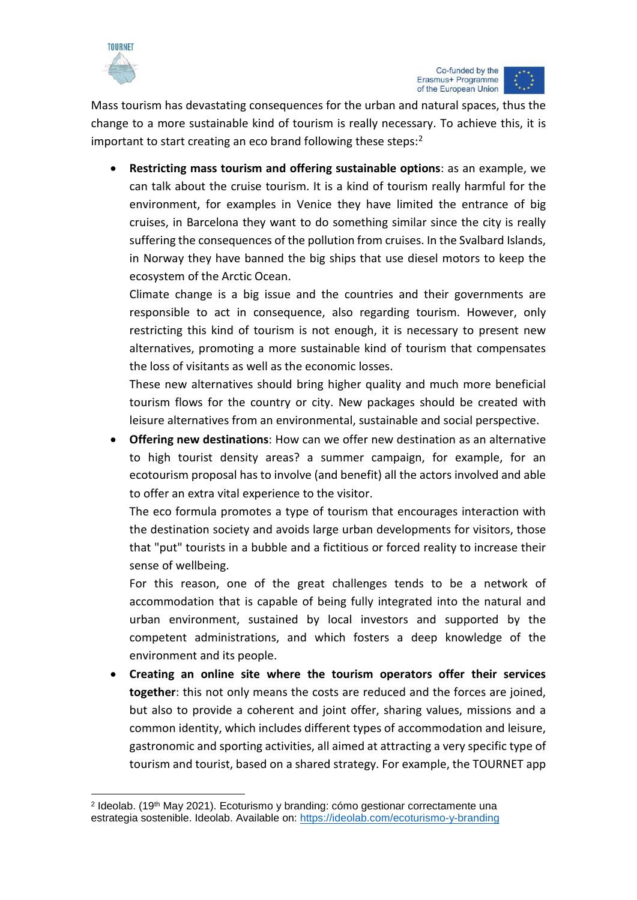Mass tourism has devastating consequences for the urban and natural spaces, thus the change to a more sustainable kind of tourism is really necessary. To achieve this, it is important to start creating an eco brand following these steps:[2]

- **Restricting mass tourism and offering sustainable options**: as an example, we can talk about the cruise tourism. It is a kind of tourism really harmful for the environment, for examples in Venice they have limited the entrance of big cruises, in Barcelona they want to do something similar since the city is really suffering the consequences of the pollution from cruises. In the Svalbard Islands, in Norway they have banned the big ships that use diesel motors to keep the ecosystem of the Arctic Ocean.
  Climate change is a big issue and the countries and their governments are responsible to act in consequence, also regarding tourism. However, only restricting this kind of tourism is not enough, it is necessary to present new alternatives, promoting a more sustainable kind of tourism that compensates the loss of visitants as well as the economic losses.
  These new alternatives should bring higher quality and much more beneficial tourism flows for the country or city. New packages should be created with leisure alternatives from an environmental, sustainable and social perspective.
- **Offering new destinations**: How can we offer new destination as an alternative to high tourist density areas? a summer campaign, for example, for an ecotourism proposal has to involve (and benefit) all the actors involved and able to offer an extra vital experience to the visitor.
  The eco formula promotes a type of tourism that encourages interaction with the destination society and avoids large urban developments for visitors, those that "put" tourists in a bubble and a fictitious or forced reality to increase their sense of wellbeing.
  For this reason, one of the great challenges tends to be a network of accommodation that is capable of being fully integrated into the natural and urban environment, sustained by local investors and supported by the competent administrations, and which fosters a deep knowledge of the environment and its people.
- **Creating an online site where the tourism operators offer their services together**: this not only means the costs are reduced and the forces are joined, but also to provide a coherent and joint offer, sharing values, missions and a common identity, which includes different types of accommodation and leisure, gastronomic and sporting activities, all aimed at attracting a very specific type of tourism and tourist, based on a shared strategy. For example, the TOURNET app

[2] Ideolab. (19th May 2021). Ecoturismo y branding: cómo gestionar correctamente una estrategia sostenible. Ideolab. Available on: https://ideolab.com/ecoturismo-y-branding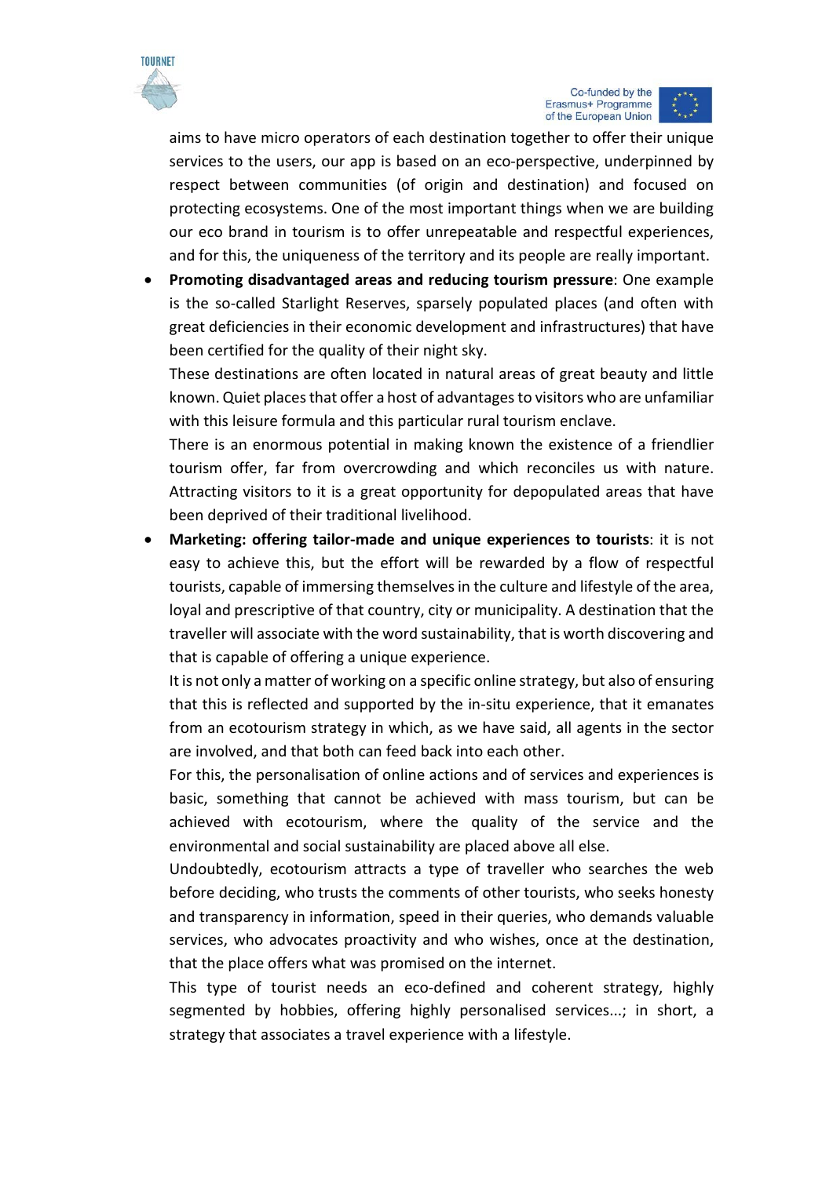aims to have micro operators of each destination together to offer their unique services to the users, our app is based on an eco-perspective, underpinned by respect between communities (of origin and destination) and focused on protecting ecosystems. One of the most important things when we are building our eco brand in tourism is to offer unrepeatable and respectful experiences, and for this, the uniqueness of the territory and its people are really important.

- **Promoting disadvantaged areas and reducing tourism pressure**: One example is the so-called Starlight Reserves, sparsely populated places (and often with great deficiencies in their economic development and infrastructures) that have been certified for the quality of their night sky.
  These destinations are often located in natural areas of great beauty and little known. Quiet places that offer a host of advantages to visitors who are unfamiliar with this leisure formula and this particular rural tourism enclave.
  There is an enormous potential in making known the existence of a friendlier tourism offer, far from overcrowding and which reconciles us with nature. Attracting visitors to it is a great opportunity for depopulated areas that have been deprived of their traditional livelihood.
- **Marketing: offering tailor-made and unique experiences to tourists**: it is not easy to achieve this, but the effort will be rewarded by a flow of respectful tourists, capable of immersing themselves in the culture and lifestyle of the area, loyal and prescriptive of that country, city or municipality. A destination that the traveller will associate with the word sustainability, that is worth discovering and that is capable of offering a unique experience.
  It is not only a matter of working on a specific online strategy, but also of ensuring that this is reflected and supported by the in-situ experience, that it emanates from an ecotourism strategy in which, as we have said, all agents in the sector are involved, and that both can feed back into each other.
  For this, the personalisation of online actions and of services and experiences is basic, something that cannot be achieved with mass tourism, but can be achieved with ecotourism, where the quality of the service and the environmental and social sustainability are placed above all else.
  Undoubtedly, ecotourism attracts a type of traveller who searches the web before deciding, who trusts the comments of other tourists, who seeks honesty and transparency in information, speed in their queries, who demands valuable services, who advocates proactivity and who wishes, once at the destination, that the place offers what was promised on the internet.
  This type of tourist needs an eco-defined and coherent strategy, highly segmented by hobbies, offering highly personalised services...; in short, a strategy that associates a travel experience with a lifestyle.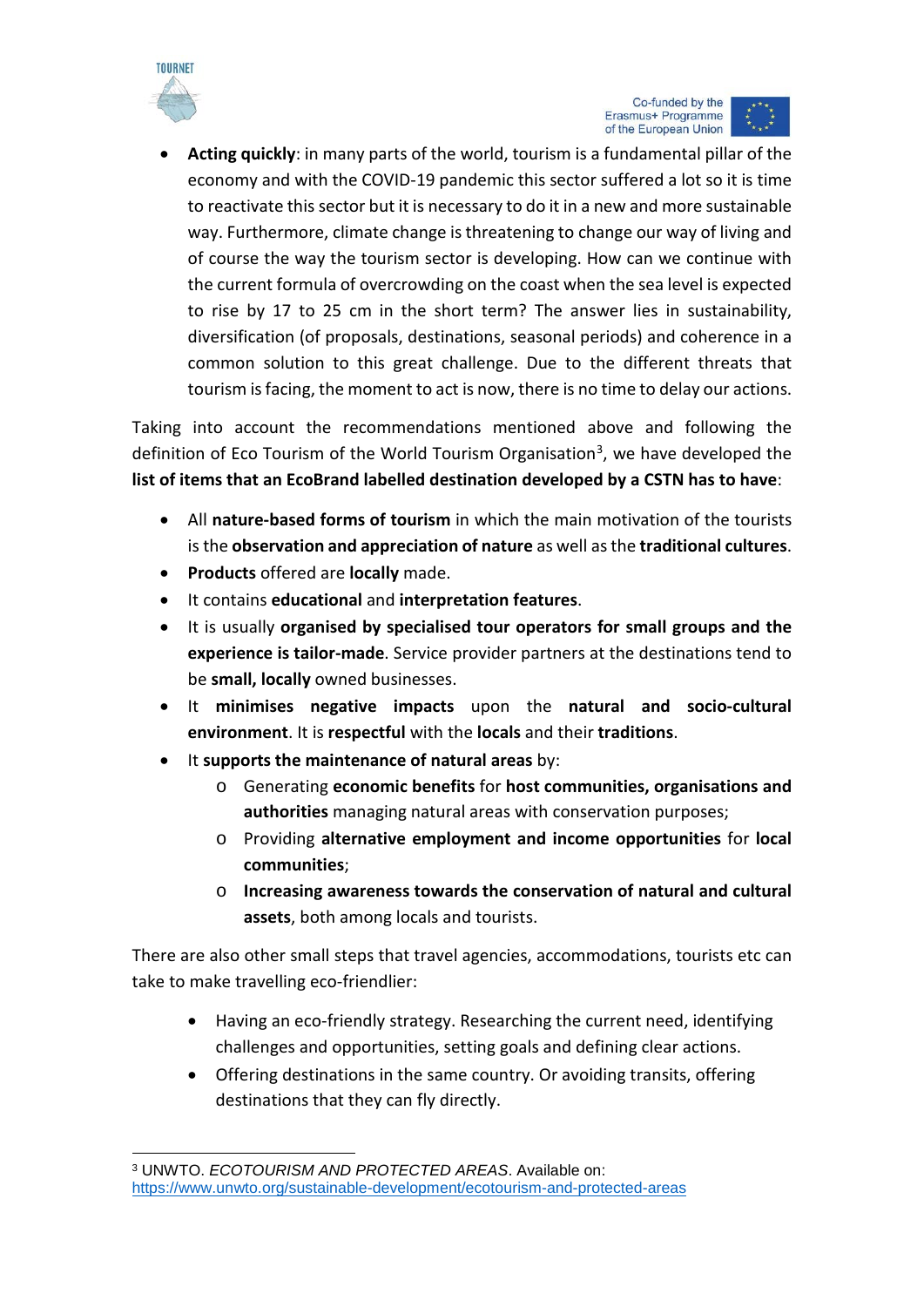- **Acting quickly**: in many parts of the world, tourism is a fundamental pillar of the economy and with the COVID-19 pandemic this sector suffered a lot so it is time to reactivate this sector but it is necessary to do it in a new and more sustainable way. Furthermore, climate change is threatening to change our way of living and of course the way the tourism sector is developing. How can we continue with the current formula of overcrowding on the coast when the sea level is expected to rise by 17 to 25 cm in the short term? The answer lies in sustainability, diversification (of proposals, destinations, seasonal periods) and coherence in a common solution to this great challenge. Due to the different threats that tourism is facing, the moment to act is now, there is no time to delay our actions.

Taking into account the recommendations mentioned above and following the definition of Eco Tourism of the World Tourism Organisation[3], we have developed the **list of items that an EcoBrand labelled destination developed by a CSTN has to have**:

- All **nature-based forms of tourism** in which the main motivation of the tourists is the **observation and appreciation of nature** as well as the **traditional cultures**.
- **Products** offered are **locally** made.
- It contains **educational** and **interpretation features**.
- It is usually **organised by specialised tour operators for small groups and the experience is tailor-made**. Service provider partners at the destinations tend to be **small, locally** owned businesses.
- It **minimises negative impacts** upon the **natural and socio-cultural environment**. It is **respectful** with the **locals** and their **traditions**.
- It **supports the maintenance of natural areas** by:
  - Generating **economic benefits** for **host communities, organisations and authorities** managing natural areas with conservation purposes;
  - Providing **alternative employment and income opportunities** for **local communities**;
  - **Increasing awareness towards the conservation of natural and cultural assets**, both among locals and tourists.

There are also other small steps that travel agencies, accommodations, tourists etc can take to make travelling eco-friendlier:

- Having an eco-friendly strategy. Researching the current need, identifying challenges and opportunities, setting goals and defining clear actions.
- Offering destinations in the same country. Or avoiding transits, offering destinations that they can fly directly.

[3] UNWTO. *ECOTOURISM AND PROTECTED AREAS*. Available on: https://www.unwto.org/sustainable-development/ecotourism-and-protected-areas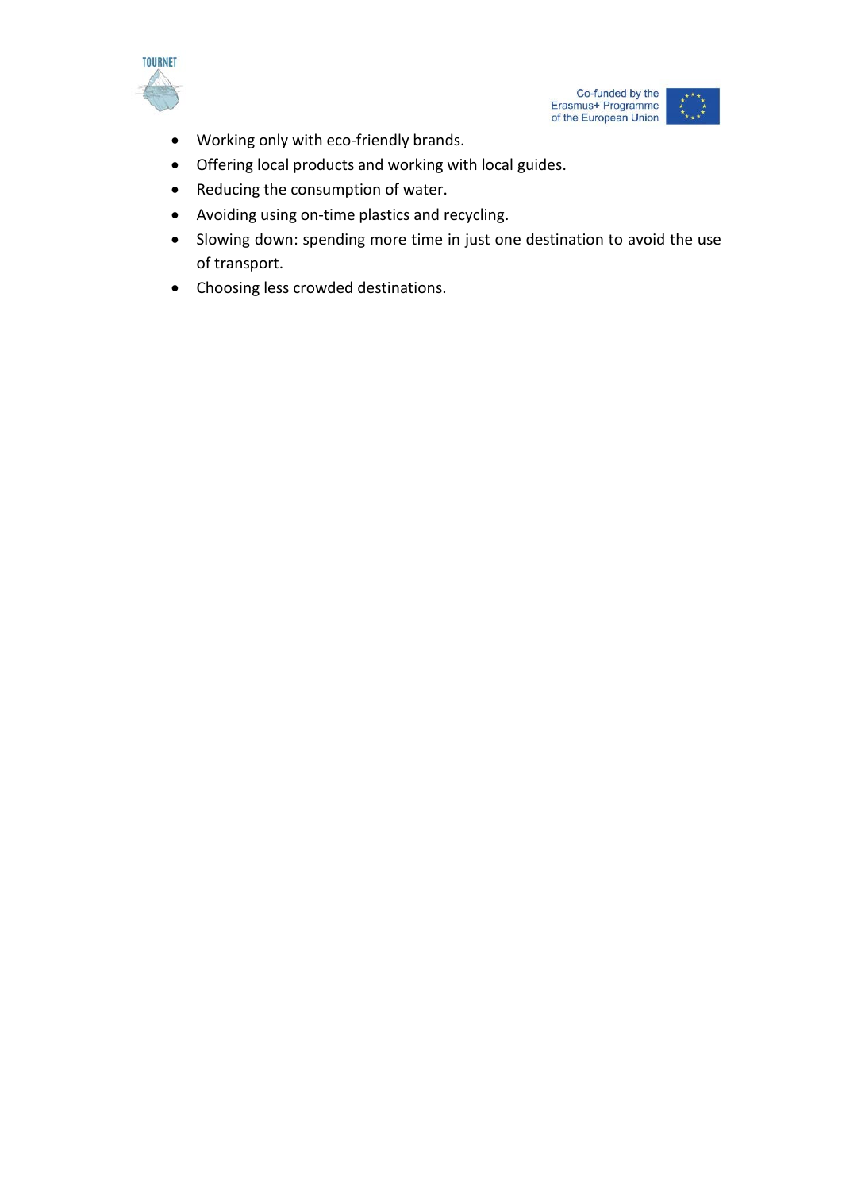- Working only with eco-friendly brands.
- Offering local products and working with local guides.
- Reducing the consumption of water.
- Avoiding using on-time plastics and recycling.
- Slowing down: spending more time in just one destination to avoid the use of transport.
- Choosing less crowded destinations.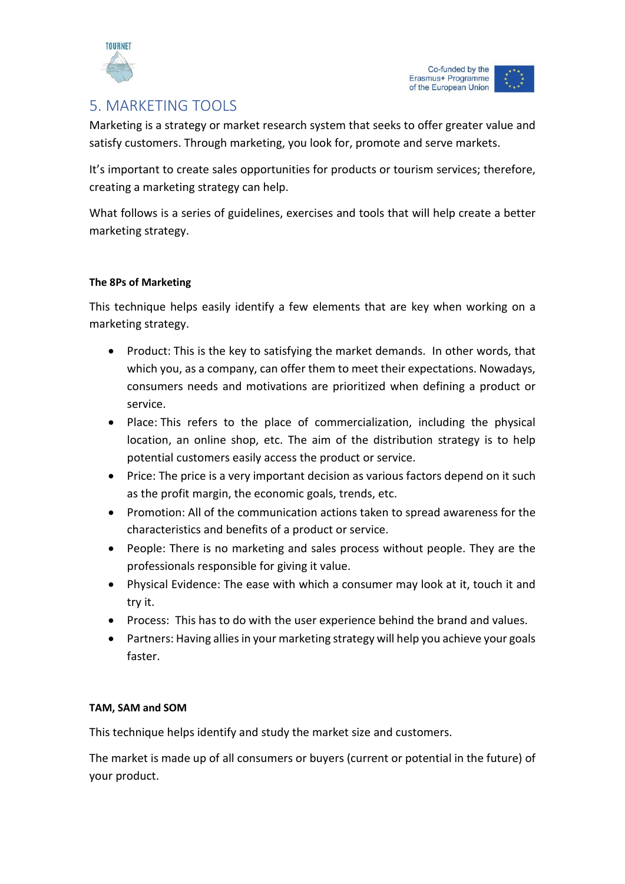## 5. MARKETING TOOLS

Marketing is a strategy or market research system that seeks to offer greater value and satisfy customers. Through marketing, you look for, promote and serve markets.

It's important to create sales opportunities for products or tourism services; therefore, creating a marketing strategy can help.

What follows is a series of guidelines, exercises and tools that will help create a better marketing strategy.

**The 8Ps of Marketing**

This technique helps easily identify a few elements that are key when working on a marketing strategy.

- Product: This is the key to satisfying the market demands. In other words, that which you, as a company, can offer them to meet their expectations. Nowadays, consumers needs and motivations are prioritized when defining a product or service.
- Place: This refers to the place of commercialization, including the physical location, an online shop, etc. The aim of the distribution strategy is to help potential customers easily access the product or service.
- Price: The price is a very important decision as various factors depend on it such as the profit margin, the economic goals, trends, etc.
- Promotion: All of the communication actions taken to spread awareness for the characteristics and benefits of a product or service.
- People: There is no marketing and sales process without people. They are the professionals responsible for giving it value.
- Physical Evidence: The ease with which a consumer may look at it, touch it and try it.
- Process: This has to do with the user experience behind the brand and values.
- Partners: Having allies in your marketing strategy will help you achieve your goals faster.

**TAM, SAM and SOM**

This technique helps identify and study the market size and customers.

The market is made up of all consumers or buyers (current or potential in the future) of your product.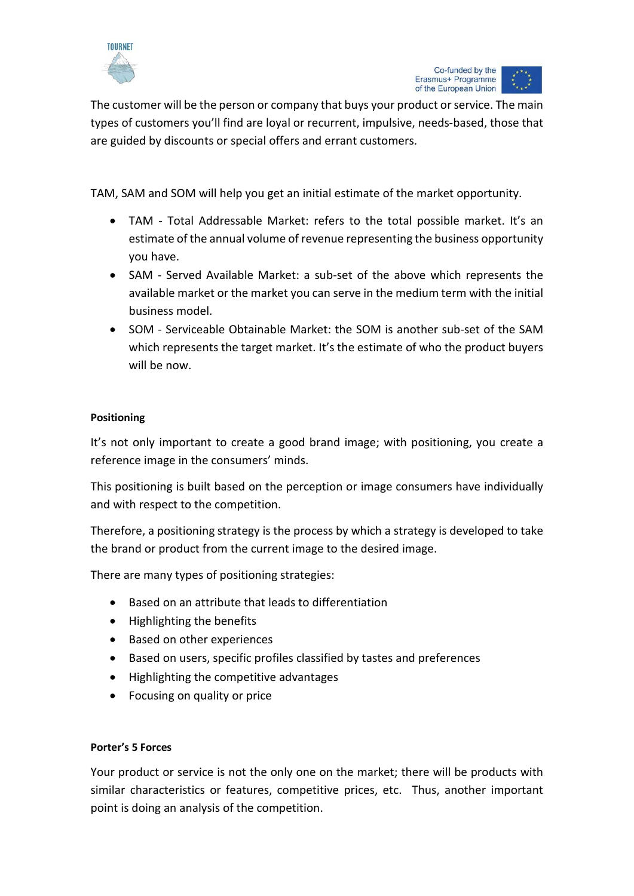The customer will be the person or company that buys your product or service. The main types of customers you'll find are loyal or recurrent, impulsive, needs-based, those that are guided by discounts or special offers and errant customers.

TAM, SAM and SOM will help you get an initial estimate of the market opportunity.

- TAM - Total Addressable Market: refers to the total possible market. It's an estimate of the annual volume of revenue representing the business opportunity you have.
- SAM - Served Available Market: a sub-set of the above which represents the available market or the market you can serve in the medium term with the initial business model.
- SOM - Serviceable Obtainable Market: the SOM is another sub-set of the SAM which represents the target market. It's the estimate of who the product buyers will be now.

**Positioning**

It's not only important to create a good brand image; with positioning, you create a reference image in the consumers' minds.

This positioning is built based on the perception or image consumers have individually and with respect to the competition.

Therefore, a positioning strategy is the process by which a strategy is developed to take the brand or product from the current image to the desired image.

There are many types of positioning strategies:

- Based on an attribute that leads to differentiation
- Highlighting the benefits
- Based on other experiences
- Based on users, specific profiles classified by tastes and preferences
- Highlighting the competitive advantages
- Focusing on quality or price

**Porter's 5 Forces**

Your product or service is not the only one on the market; there will be products with similar characteristics or features, competitive prices, etc. Thus, another important point is doing an analysis of the competition.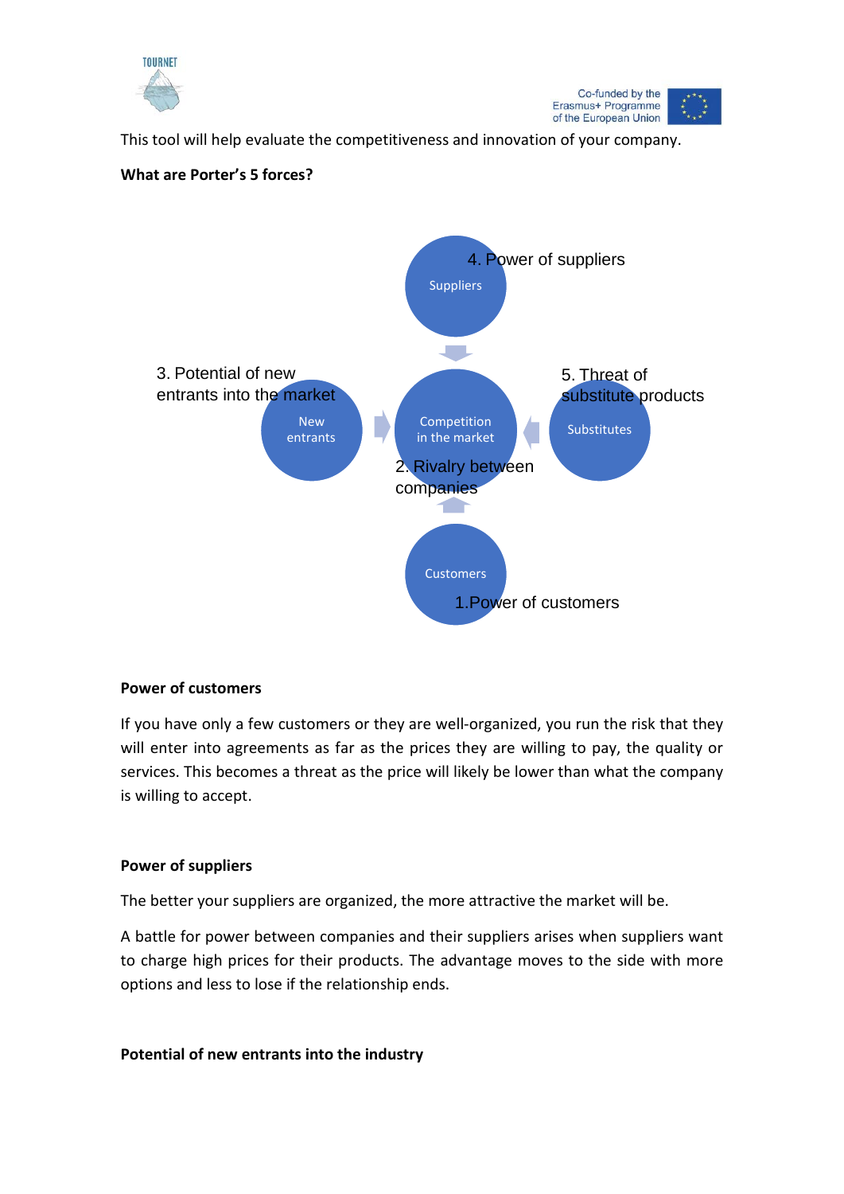This tool will help evaluate the competitiveness and innovation of your company.

**What are Porter's 5 forces?**

4. Power of suppliers

Suppliers

3. Potential of new entrants into the market

New entrants

Competition in the market

2. Rivalry between companies

5. Threat of substitute products

Substitutes

Customers

1.Power of customers

**Power of customers**

If you have only a few customers or they are well-organized, you run the risk that they will enter into agreements as far as the prices they are willing to pay, the quality or services. This becomes a threat as the price will likely be lower than what the company is willing to accept.

**Power of suppliers**

The better your suppliers are organized, the more attractive the market will be.

A battle for power between companies and their suppliers arises when suppliers want to charge high prices for their products. The advantage moves to the side with more options and less to lose if the relationship ends.

**Potential of new entrants into the industry**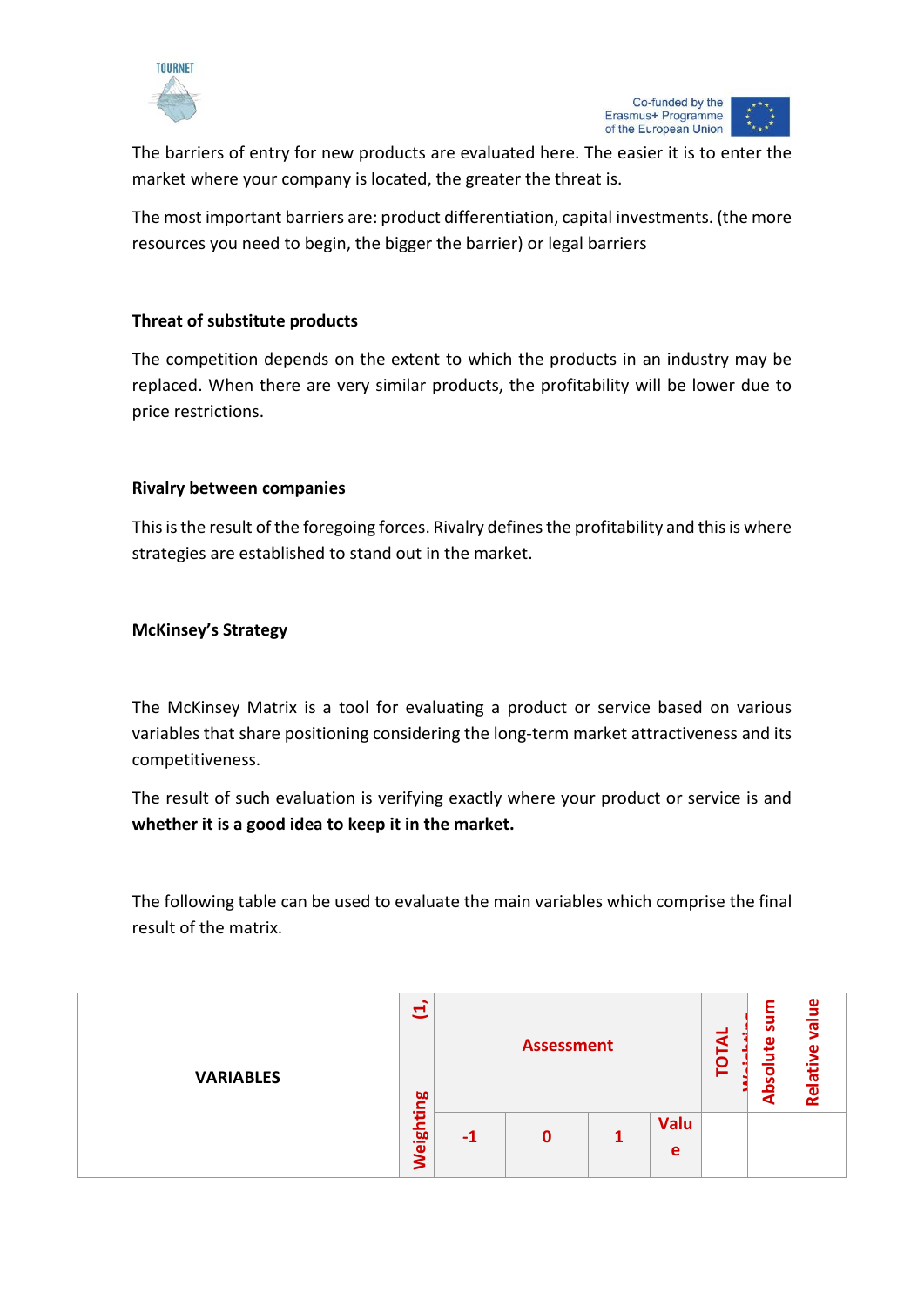The barriers of entry for new products are evaluated here. The easier it is to enter the market where your company is located, the greater the threat is.

The most important barriers are: product differentiation, capital investments. (the more resources you need to begin, the bigger the barrier) or legal barriers

**Threat of substitute products**

The competition depends on the extent to which the products in an industry may be replaced. When there are very similar products, the profitability will be lower due to price restrictions.

**Rivalry between companies**

This is the result of the foregoing forces. Rivalry defines the profitability and this is where strategies are established to stand out in the market.

**McKinsey's Strategy**

The McKinsey Matrix is a tool for evaluating a product or service based on various variables that share positioning considering the long-term market attractiveness and its competitiveness.

The result of such evaluation is verifying exactly where your product or service is and **whether it is a good idea to keep it in the market.**

The following table can be used to evaluate the main variables which comprise the final result of the matrix.

| VARIABLES | Weighting (1, | Assessment | | | | TOTAL Weighting | Absolute sum | Relative value |
|---|---|---|---|---|---|---|---|---|
| | | -1 | 0 | 1 | Value | | | |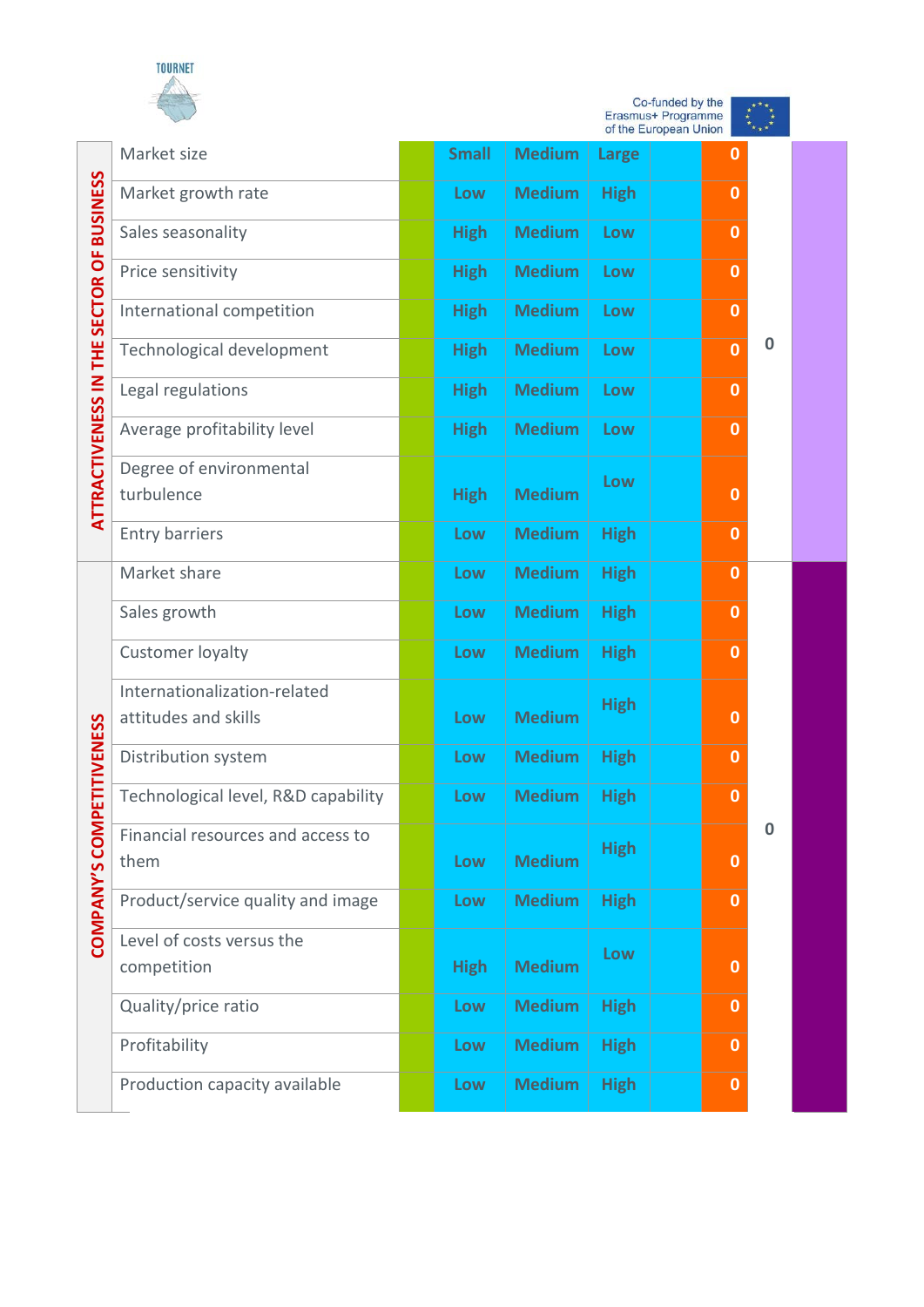| | Factor | | | | | | Score | Total | |
|---|---|---|---|---|---|---|---|---|---|
| ATTRACTIVENESS IN THE SECTOR OF BUSINESS | Market size | | Small | Medium | Large | | 0 | 0 | |
| | Market growth rate | | Low | Medium | High | | 0 | | |
| | Sales seasonality | | High | Medium | Low | | 0 | | |
| | Price sensitivity | | High | Medium | Low | | 0 | | |
| | International competition | | High | Medium | Low | | 0 | | |
| | Technological development | | High | Medium | Low | | 0 | | |
| | Legal regulations | | High | Medium | Low | | 0 | | |
| | Average profitability level | | High | Medium | Low | | 0 | | |
| | Degree of environmental turbulence | | High | Medium | Low | | 0 | | |
| | Entry barriers | | Low | Medium | High | | 0 | | |
| COMPANY'S COMPETITIVENESS | Market share | | Low | Medium | High | | 0 | 0 | |
| | Sales growth | | Low | Medium | High | | 0 | | |
| | Customer loyalty | | Low | Medium | High | | 0 | | |
| | Internationalization-related attitudes and skills | | Low | Medium | High | | 0 | | |
| | Distribution system | | Low | Medium | High | | 0 | | |
| | Technological level, R&D capability | | Low | Medium | High | | 0 | | |
| | Financial resources and access to them | | Low | Medium | High | | 0 | | |
| | Product/service quality and image | | Low | Medium | High | | 0 | | |
| | Level of costs versus the competition | | High | Medium | Low | | 0 | | |
| | Quality/price ratio | | Low | Medium | High | | 0 | | |
| | Profitability | | Low | Medium | High | | 0 | | |
| | Production capacity available | | Low | Medium | High | | 0 | | |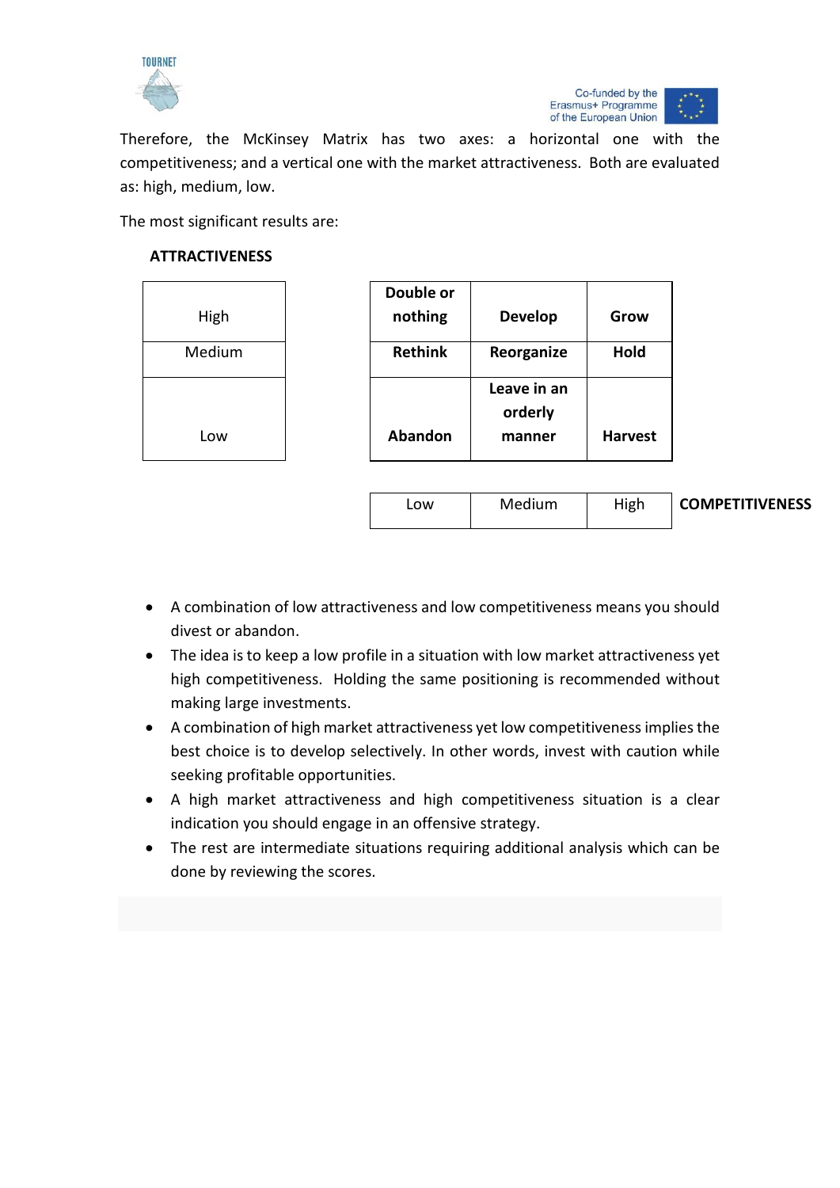Therefore, the McKinsey Matrix has two axes: a horizontal one with the competitiveness; and a vertical one with the market attractiveness. Both are evaluated as: high, medium, low.

The most significant results are:

| ATTRACTIVENESS | | | |
|---|---|---|---|
| High | **Double or nothing** | **Develop** | **Grow** |
| Medium | **Rethink** | **Reorganize** | **Hold** |
| Low | **Abandon** | **Leave in an orderly manner** | **Harvest** |
| | Low | Medium | High |
| | | | **COMPETITIVENESS** |

- A combination of low attractiveness and low competitiveness means you should divest or abandon.
- The idea is to keep a low profile in a situation with low market attractiveness yet high competitiveness. Holding the same positioning is recommended without making large investments.
- A combination of high market attractiveness yet low competitiveness implies the best choice is to develop selectively. In other words, invest with caution while seeking profitable opportunities.
- A high market attractiveness and high competitiveness situation is a clear indication you should engage in an offensive strategy.
- The rest are intermediate situations requiring additional analysis which can be done by reviewing the scores.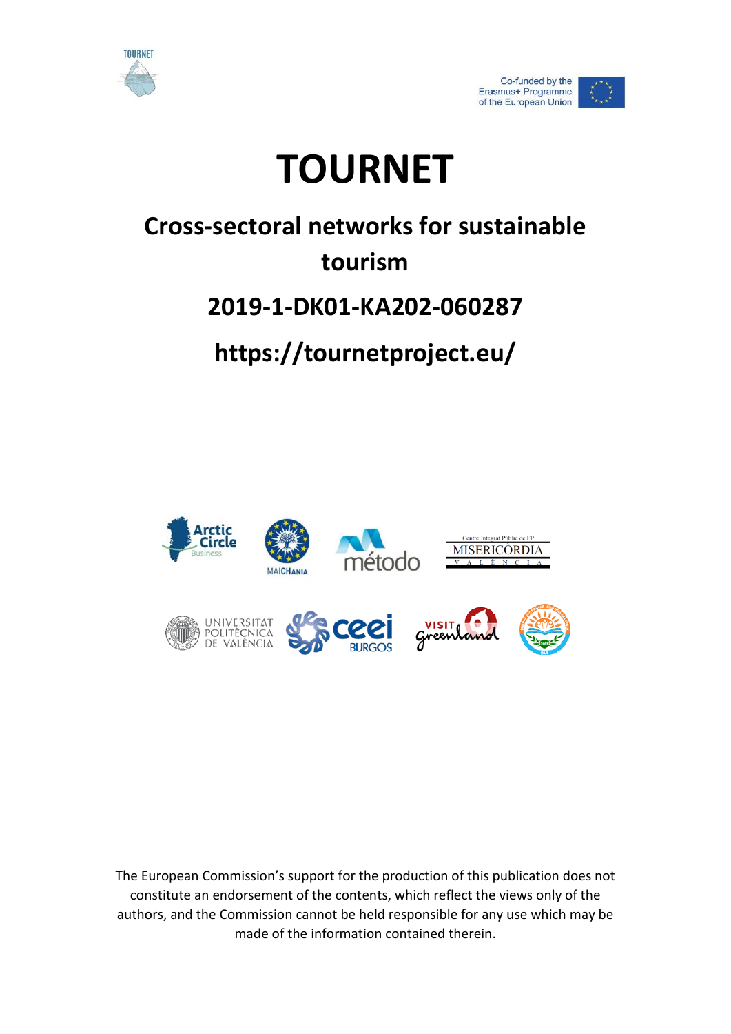Co-funded by the Erasmus+ Programme of the European Union

# TOURNET

## Cross-sectoral networks for sustainable tourism

## 2019-1-DK01-KA202-060287

## https://tournetproject.eu/

The European Commission's support for the production of this publication does not constitute an endorsement of the contents, which reflect the views only of the authors, and the Commission cannot be held responsible for any use which may be made of the information contained therein.